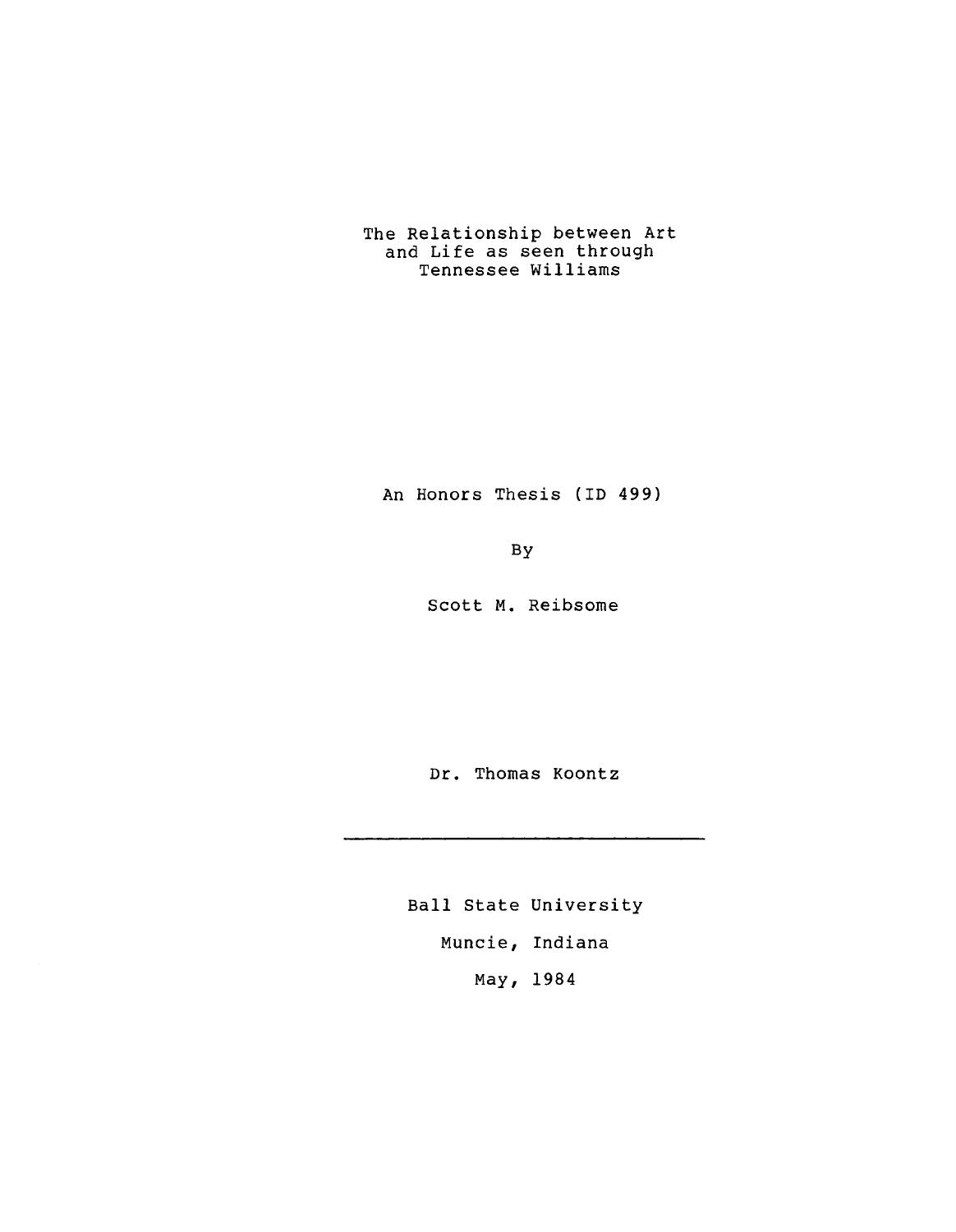# The Relationship between Art and Life as seen through Tennessee Williams

An Honors Thesis (ID 499)

By

Scott M. Reibsome

Dr. Thomas Koontz

---

Ball State University

Muncie, Indiana

May, 1984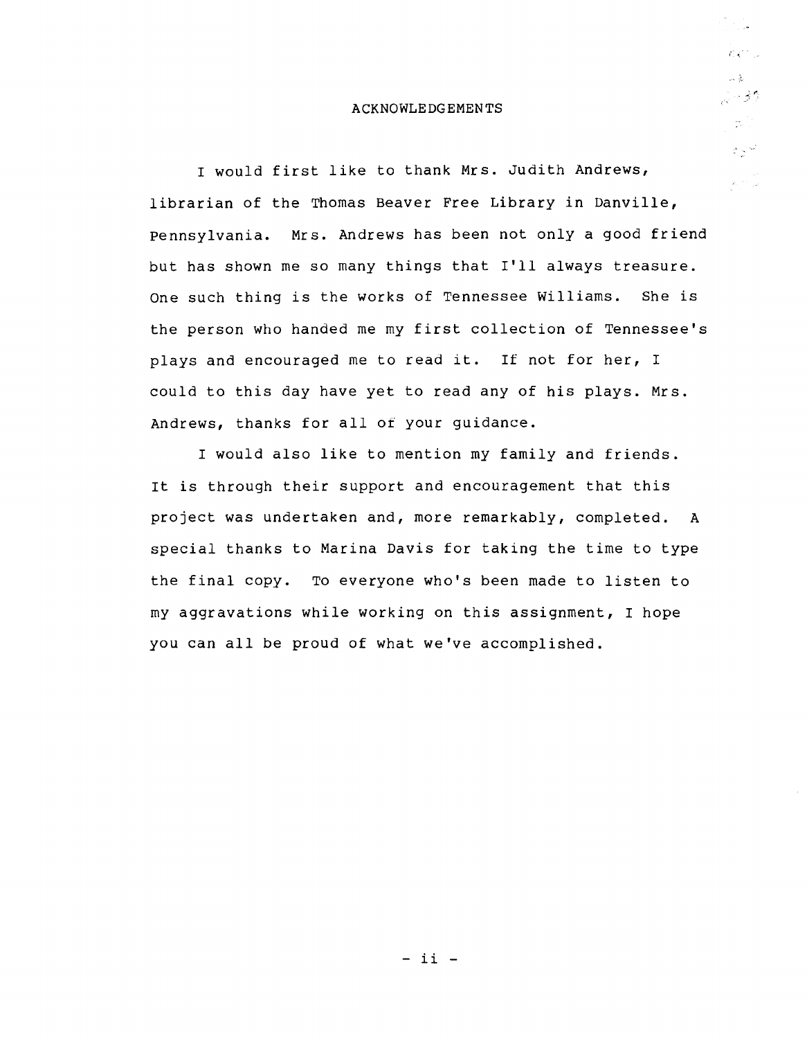# ACKNOWLEDGEMENTS

I would first like to thank Mrs. Judith Andrews, librarian of the Thomas Beaver Free Library in Danville, Pennsylvania. Mrs. Andrews has been not only a good friend but has shown me so many things that I'll always treasure. One such thing is the works of Tennessee Williams. She is the person who handed me my first collection of Tennessee's plays and encouraged me to read it. If not for her, I could to this day have yet to read any of his plays. Mrs. Andrews, thanks for all of your guidance.

I would also like to mention my family and friends. It is through their support and encouragement that this project was undertaken and, more remarkably, completed. A special thanks to Marina Davis for taking the time to type the final copy. To everyone who's been made to listen to my aggravations while working on this assignment, I hope you can all be proud of what we've accomplished.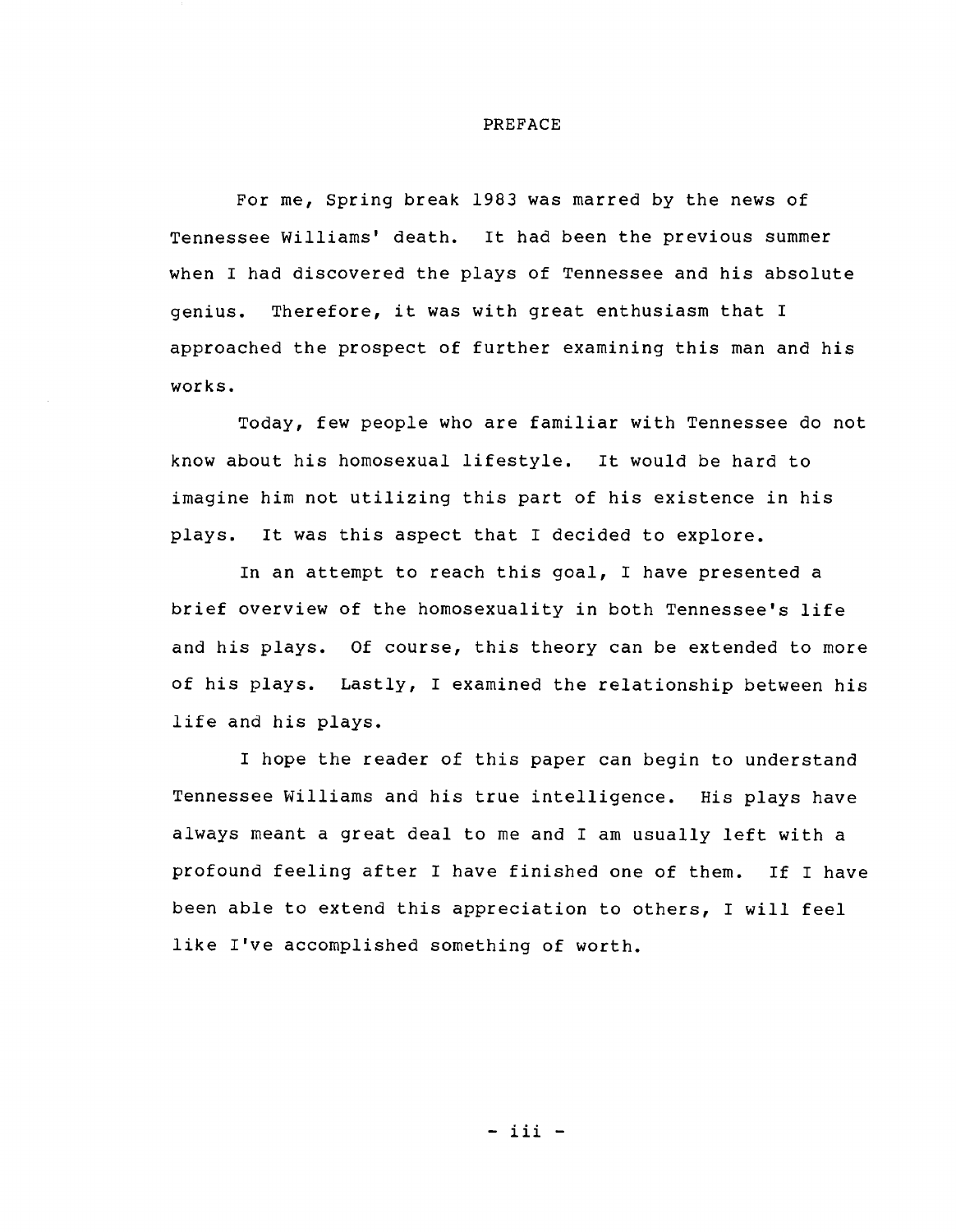# PREFACE

For me, Spring break 1983 was marred by the news of Tennessee Williams' death. It had been the previous summer when I had discovered the plays of Tennessee and his absolute genius. Therefore, it was with great enthusiasm that I approached the prospect of further examining this man and his works.

Today, few people who are familiar with Tennessee do not know about his homosexual lifestyle. It would be hard to imagine him not utilizing this part of his existence in his plays. It was this aspect that I decided to explore.

In an attempt to reach this goal, I have presented a brief overview of the homosexuality in both Tennessee's life and his plays. Of course, this theory can be extended to more of his plays. Lastly, I examined the relationship between his life and his plays.

I hope the reader of this paper can begin to understand Tennessee Williams and his true intelligence. His plays have always meant a great deal to me and I am usually left with a profound feeling after I have finished one of them. If I have been able to extend this appreciation to others, I will feel like I've accomplished something of worth.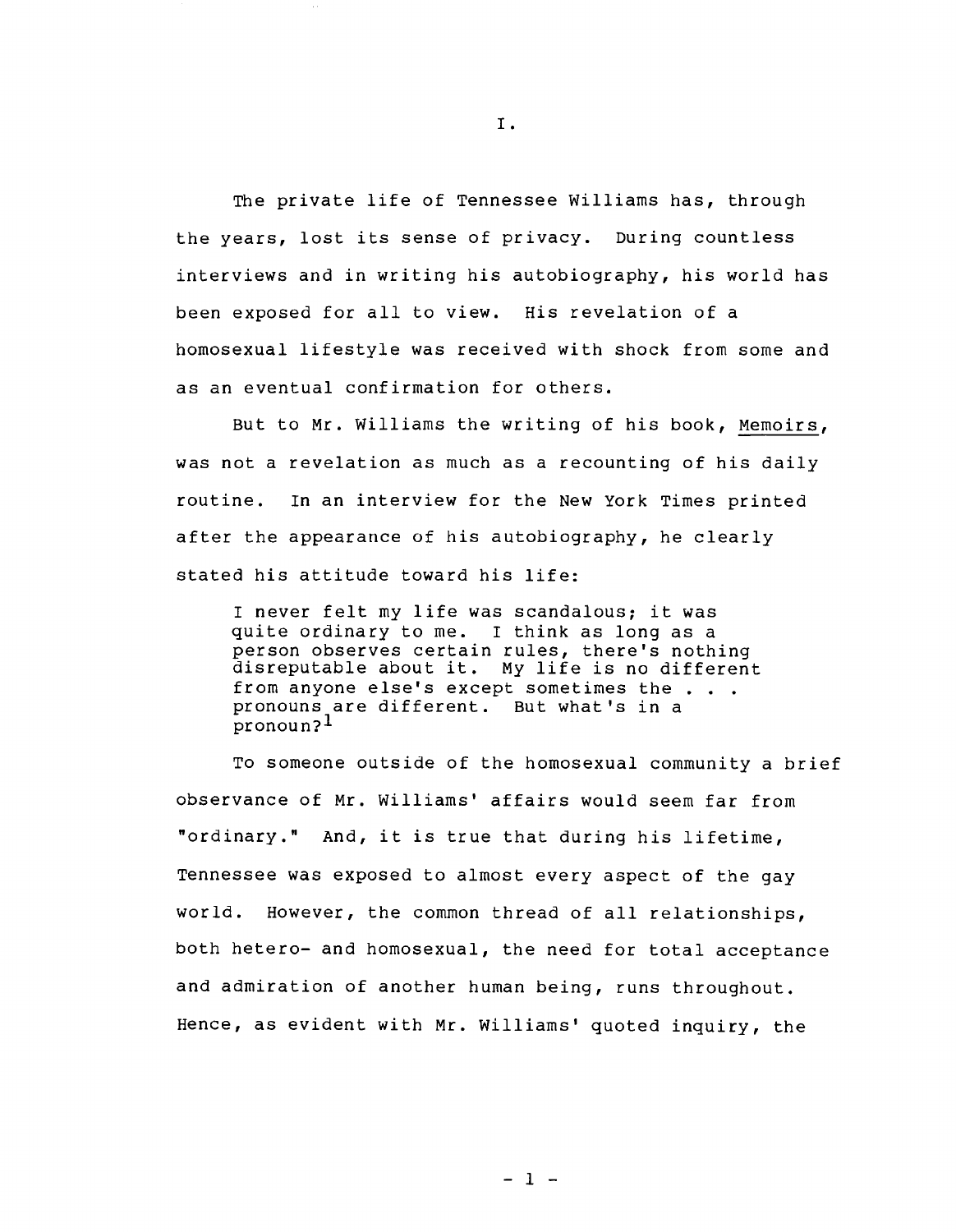# I.

The private life of Tennessee Williams has, through the years, lost its sense of privacy. During countless interviews and in writing his autobiography, his world has been exposed for all to view. His revelation of a homosexual lifestyle was received with shock from some and as an eventual confirmation for others.

But to Mr. Williams the writing of his book, Memoirs, was not a revelation as much as a recounting of his daily routine. In an interview for the New York Times printed after the appearance of his autobiography, he clearly stated his attitude toward his life:

> I never felt my life was scandalous; it was quite ordinary to me. I think as long as a person observes certain rules, there's nothing disreputable about it. My life is no different from anyone else's except sometimes the . . . pronouns are different. But what's in a pronoun?[1]

To someone outside of the homosexual community a brief observance of Mr. Williams' affairs would seem far from "ordinary." And, it is true that during his lifetime, Tennessee was exposed to almost every aspect of the gay world. However, the common thread of all relationships, both hetero- and homosexual, the need for total acceptance and admiration of another human being, runs throughout. Hence, as evident with Mr. Williams' quoted inquiry, the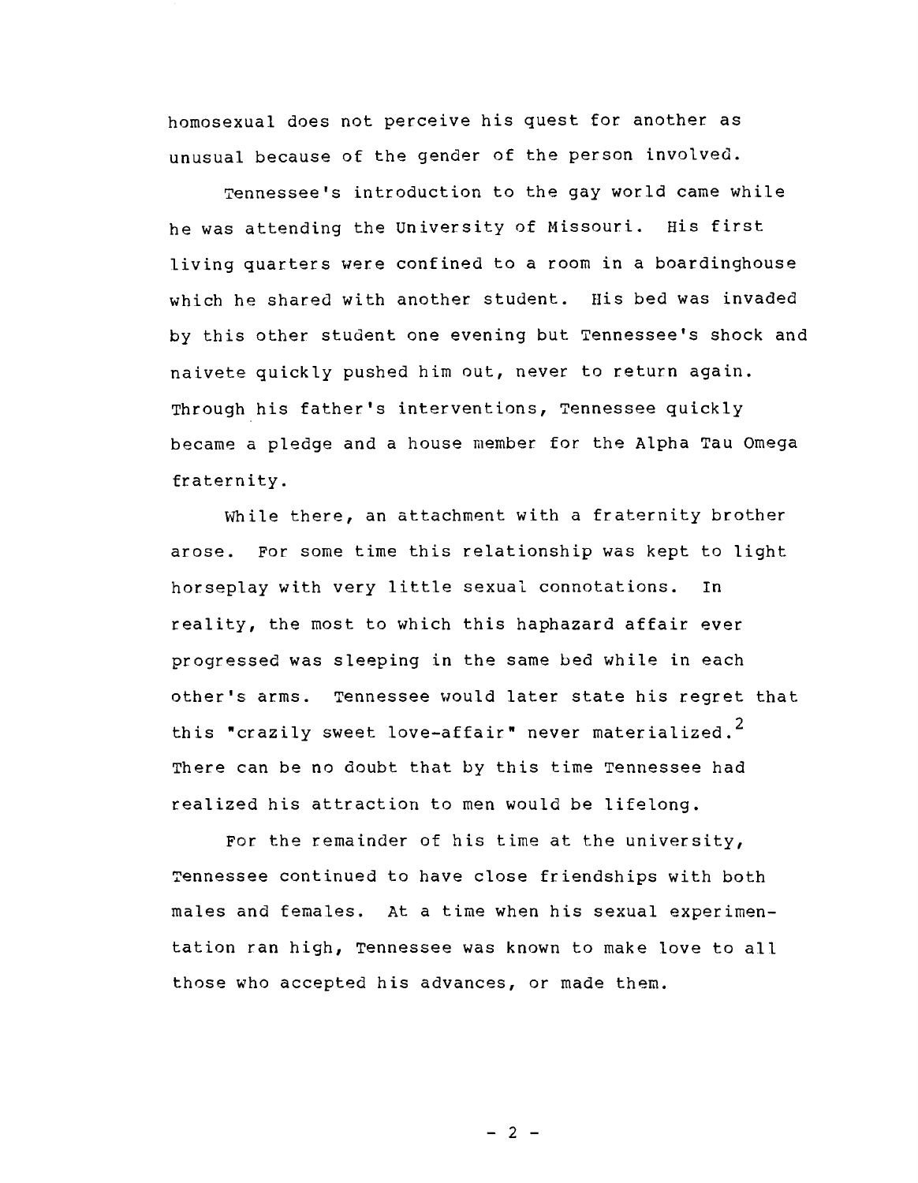homosexual does not perceive his quest for another as unusual because of the gender of the person involved.

Tennessee's introduction to the gay world came while he was attending the University of Missouri. His first living quarters were confined to a room in a boardinghouse which he shared with another student. His bed was invaded by this other student one evening but Tennessee's shock and naivete quickly pushed him out, never to return again. Through his father's interventions, Tennessee quickly became a pledge and a house member for the Alpha Tau Omega fraternity.

While there, an attachment with a fraternity brother arose. For some time this relationship was kept to light horseplay with very little sexual connotations. In reality, the most to which this haphazard affair ever progressed was sleeping in the same bed while in each other's arms. Tennessee would later state his regret that this "crazily sweet love-affair" never materialized.[2] There can be no doubt that by this time Tennessee had realized his attraction to men would be lifelong.

For the remainder of his time at the university, Tennessee continued to have close friendships with both males and females. At a time when his sexual experimentation ran high, Tennessee was known to make love to all those who accepted his advances, or made them.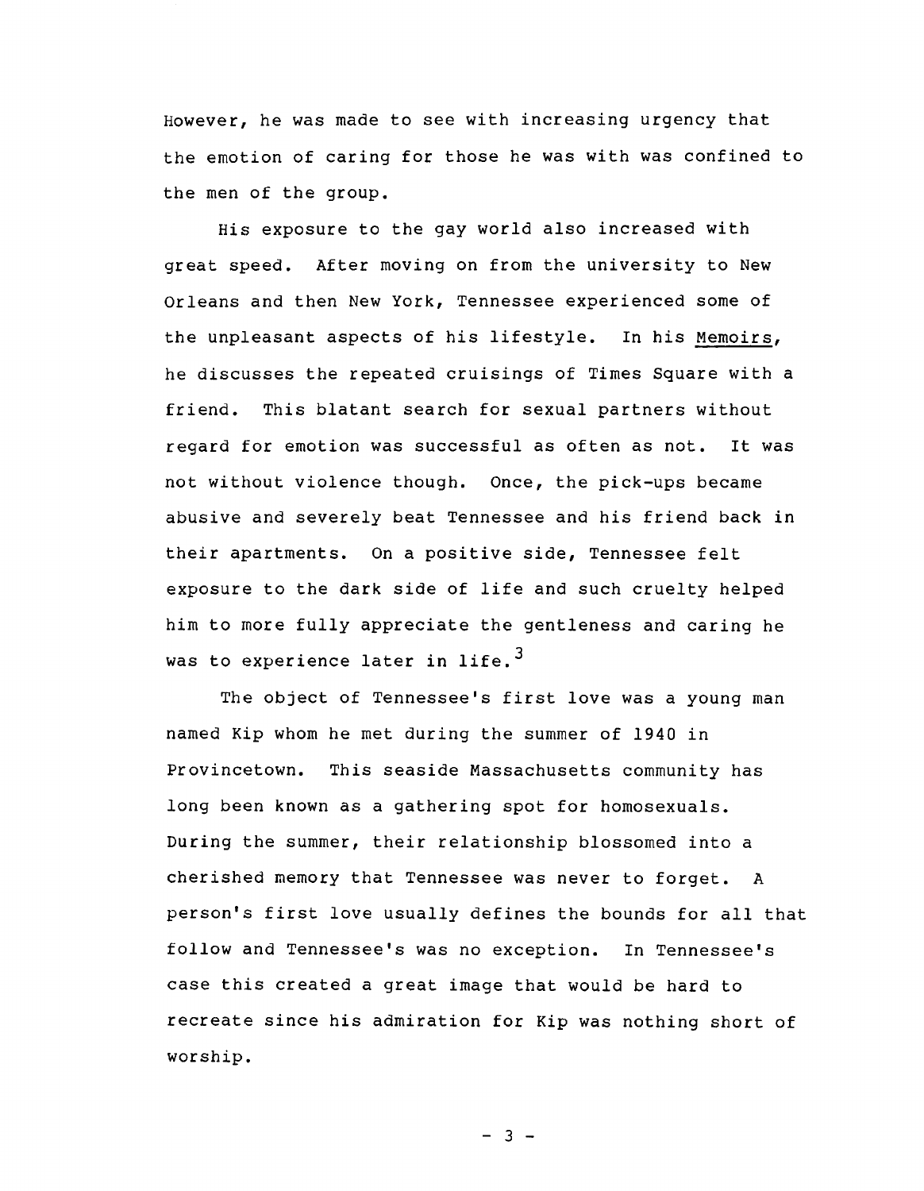However, he was made to see with increasing urgency that the emotion of caring for those he was with was confined to the men of the group.

His exposure to the gay world also increased with great speed. After moving on from the university to New Orleans and then New York, Tennessee experienced some of the unpleasant aspects of his lifestyle. In his Memoirs, he discusses the repeated cruisings of Times Square with a friend. This blatant search for sexual partners without regard for emotion was successful as often as not. It was not without violence though. Once, the pick-ups became abusive and severely beat Tennessee and his friend back in their apartments. On a positive side, Tennessee felt exposure to the dark side of life and such cruelty helped him to more fully appreciate the gentleness and caring he was to experience later in life.[3]

The object of Tennessee's first love was a young man named Kip whom he met during the summer of 1940 in Provincetown. This seaside Massachusetts community has long been known as a gathering spot for homosexuals. During the summer, their relationship blossomed into a cherished memory that Tennessee was never to forget. A person's first love usually defines the bounds for all that follow and Tennessee's was no exception. In Tennessee's case this created a great image that would be hard to recreate since his admiration for Kip was nothing short of worship.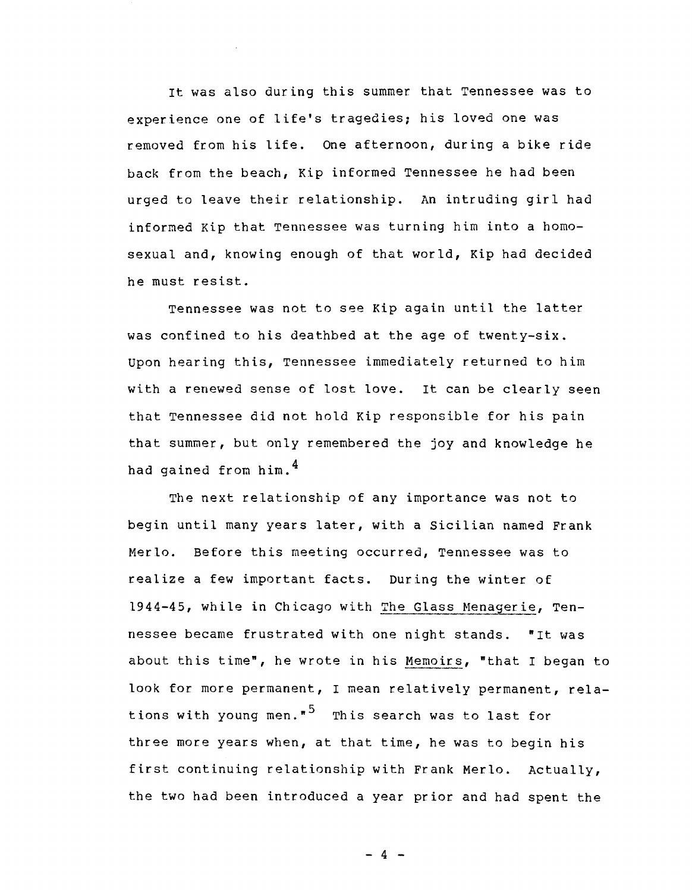It was also during this summer that Tennessee was to experience one of life's tragedies; his loved one was removed from his life. One afternoon, during a bike ride back from the beach, Kip informed Tennessee he had been urged to leave their relationship. An intruding girl had informed Kip that Tennessee was turning him into a homosexual and, knowing enough of that world, Kip had decided he must resist.

Tennessee was not to see Kip again until the latter was confined to his deathbed at the age of twenty-six. Upon hearing this, Tennessee immediately returned to him with a renewed sense of lost love. It can be clearly seen that Tennessee did not hold Kip responsible for his pain that summer, but only remembered the joy and knowledge he had gained from him.[4]

The next relationship of any importance was not to begin until many years later, with a Sicilian named Frank Merlo. Before this meeting occurred, Tennessee was to realize a few important facts. During the winter of 1944-45, while in Chicago with The Glass Menagerie, Tennessee became frustrated with one night stands. "It was about this time", he wrote in his Memoirs, "that I began to look for more permanent, I mean relatively permanent, relations with young men."[5] This search was to last for three more years when, at that time, he was to begin his first continuing relationship with Frank Merlo. Actually, the two had been introduced a year prior and had spent the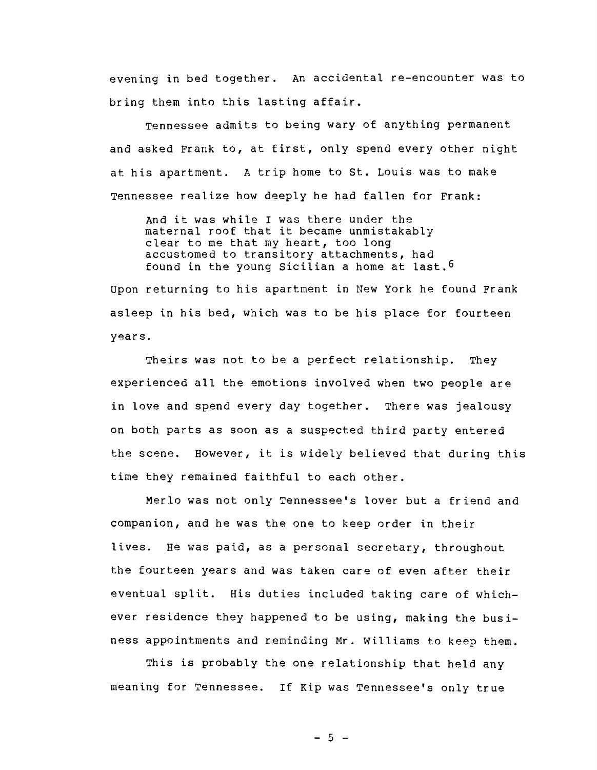evening in bed together. An accidental re-encounter was to bring them into this lasting affair.

Tennessee admits to being wary of anything permanent and asked Frank to, at first, only spend every other night at his apartment. A trip home to St. Louis was to make Tennessee realize how deeply he had fallen for Frank:

> And it was while I was there under the maternal roof that it became unmistakably clear to me that my heart, too long accustomed to transitory attachments, had found in the young Sicilian a home at last.[6]

Upon returning to his apartment in New York he found Frank asleep in his bed, which was to be his place for fourteen years.

Theirs was not to be a perfect relationship. They experienced all the emotions involved when two people are in love and spend every day together. There was jealousy on both parts as soon as a suspected third party entered the scene. However, it is widely believed that during this time they remained faithful to each other.

Merlo was not only Tennessee's lover but a friend and companion, and he was the one to keep order in their lives. He was paid, as a personal secretary, throughout the fourteen years and was taken care of even after their eventual split. His duties included taking care of whichever residence they happened to be using, making the business appointments and reminding Mr. Williams to keep them.

This is probably the one relationship that held any meaning for Tennessee. If Kip was Tennessee's only true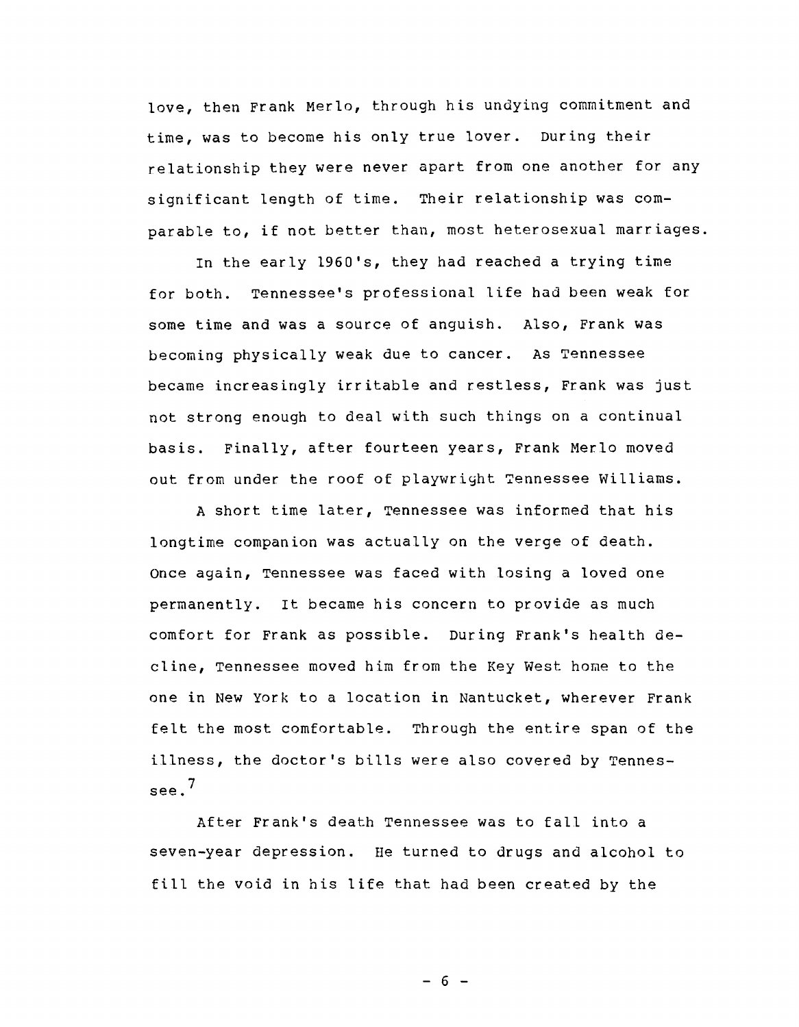love, then Frank Merlo, through his undying commitment and time, was to become his only true lover. During their relationship they were never apart from one another for any significant length of time. Their relationship was comparable to, if not better than, most heterosexual marriages.

In the early 1960's, they had reached a trying time for both. Tennessee's professional life had been weak for some time and was a source of anguish. Also, Frank was becoming physically weak due to cancer. As Tennessee became increasingly irritable and restless, Frank was just not strong enough to deal with such things on a continual basis. Finally, after fourteen years, Frank Merlo moved out from under the roof of playwright Tennessee Williams.

A short time later, Tennessee was informed that his longtime companion was actually on the verge of death. Once again, Tennessee was faced with losing a loved one permanently. It became his concern to provide as much comfort for Frank as possible. During Frank's health decline, Tennessee moved him from the Key West home to the one in New York to a location in Nantucket, wherever Frank felt the most comfortable. Through the entire span of the illness, the doctor's bills were also covered by Tennessee.[7]

After Frank's death Tennessee was to fall into a seven-year depression. He turned to drugs and alcohol to fill the void in his life that had been created by the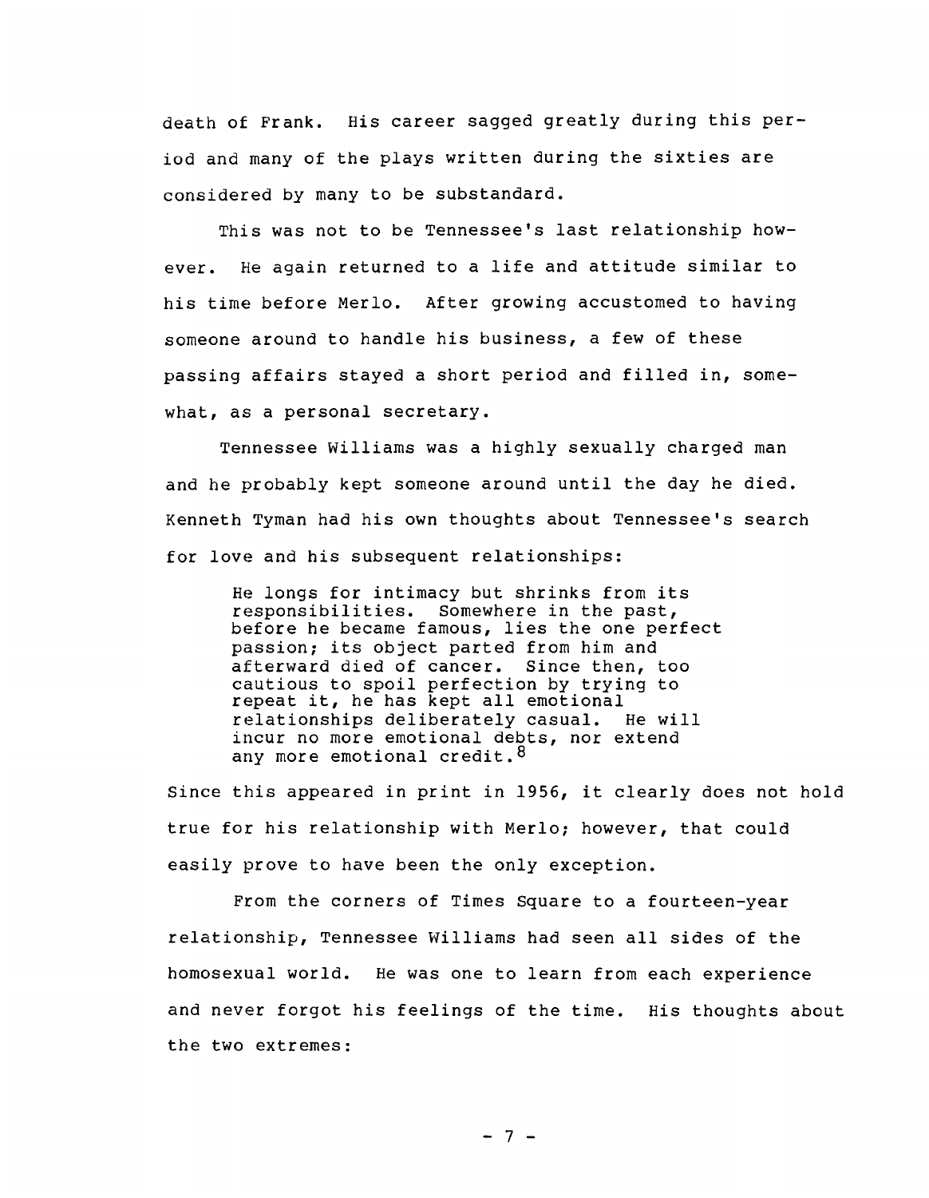death of Frank. His career sagged greatly during this period and many of the plays written during the sixties are considered by many to be substandard.

This was not to be Tennessee's last relationship however. He again returned to a life and attitude similar to his time before Merlo. After growing accustomed to having someone around to handle his business, a few of these passing affairs stayed a short period and filled in, somewhat, as a personal secretary.

Tennessee Williams was a highly sexually charged man and he probably kept someone around until the day he died. Kenneth Tyman had his own thoughts about Tennessee's search for love and his subsequent relationships:

> He longs for intimacy but shrinks from its responsibilities. Somewhere in the past, before he became famous, lies the one perfect passion; its object parted from him and afterward died of cancer. Since then, too cautious to spoil perfection by trying to repeat it, he has kept all emotional relationships deliberately casual. He will incur no more emotional debts, nor extend any more emotional credit.[8]

Since this appeared in print in 1956, it clearly does not hold true for his relationship with Merlo; however, that could easily prove to have been the only exception.

From the corners of Times Square to a fourteen-year relationship, Tennessee Williams had seen all sides of the homosexual world. He was one to learn from each experience and never forgot his feelings of the time. His thoughts about the two extremes: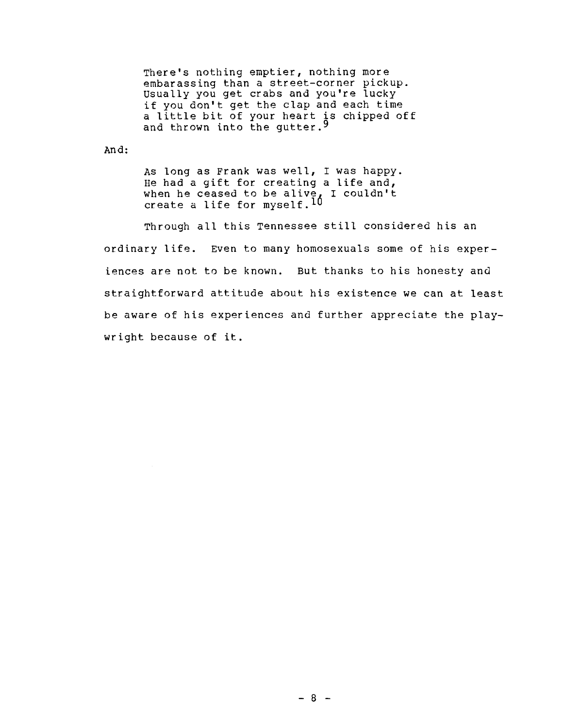> There's nothing emptier, nothing more embarassing than a street-corner pickup. Usually you get crabs and you're lucky if you don't get the clap and each time a little bit of your heart is chipped off and thrown into the gutter.[9]

And:

> As long as Frank was well, I was happy. He had a gift for creating a life and, when he ceased to be alive, I couldn't create a life for myself.[10]

Through all this Tennessee still considered his an ordinary life. Even to many homosexuals some of his experiences are not to be known. But thanks to his honesty and straightforward attitude about his existence we can at least be aware of his experiences and further appreciate the playwright because of it.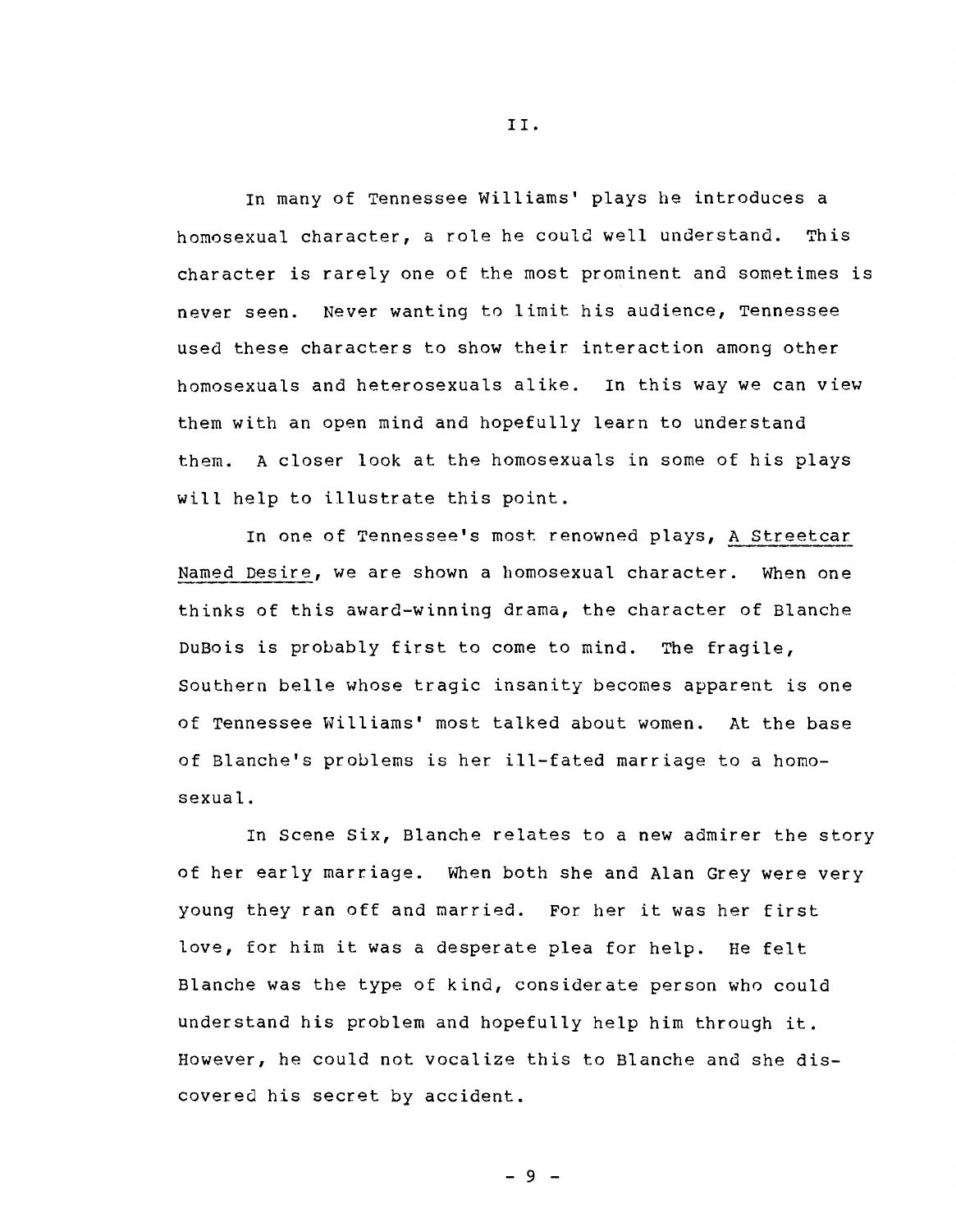# II.

In many of Tennessee Williams' plays he introduces a homosexual character, a role he could well understand. This character is rarely one of the most prominent and sometimes is never seen. Never wanting to limit his audience, Tennessee used these characters to show their interaction among other homosexuals and heterosexuals alike. In this way we can view them with an open mind and hopefully learn to understand them. A closer look at the homosexuals in some of his plays will help to illustrate this point.

In one of Tennessee's most renowned plays, A Streetcar Named Desire, we are shown a homosexual character. When one thinks of this award-winning drama, the character of Blanche DuBois is probably first to come to mind. The fragile, Southern belle whose tragic insanity becomes apparent is one of Tennessee Williams' most talked about women. At the base of Blanche's problems is her ill-fated marriage to a homosexual.

In Scene Six, Blanche relates to a new admirer the story of her early marriage. When both she and Alan Grey were very young they ran off and married. For her it was her first love, for him it was a desperate plea for help. He felt Blanche was the type of kind, considerate person who could understand his problem and hopefully help him through it. However, he could not vocalize this to Blanche and she discovered his secret by accident.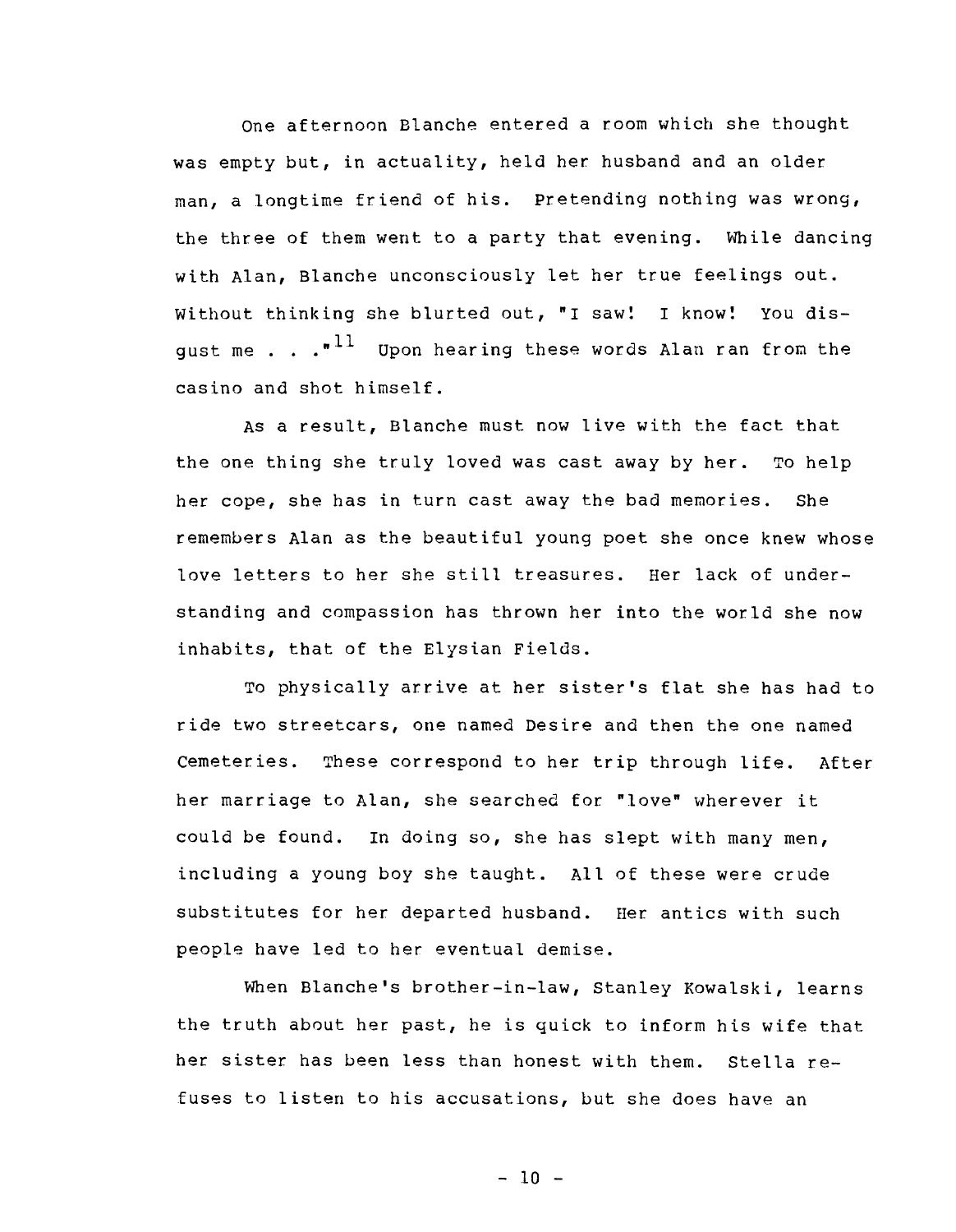One afternoon Blanche entered a room which she thought was empty but, in actuality, held her husband and an older man, a longtime friend of his. Pretending nothing was wrong, the three of them went to a party that evening. While dancing with Alan, Blanche unconsciously let her true feelings out. Without thinking she blurted out, "I saw! I know! You disgust me . . . ."[11] Upon hearing these words Alan ran from the casino and shot himself.

As a result, Blanche must now live with the fact that the one thing she truly loved was cast away by her. To help her cope, she has in turn cast away the bad memories. She remembers Alan as the beautiful young poet she once knew whose love letters to her she still treasures. Her lack of understanding and compassion has thrown her into the world she now inhabits, that of the Elysian Fields.

To physically arrive at her sister's flat she has had to ride two streetcars, one named Desire and then the one named Cemeteries. These correspond to her trip through life. After her marriage to Alan, she searched for "love" wherever it could be found. In doing so, she has slept with many men, including a young boy she taught. All of these were crude substitutes for her departed husband. Her antics with such people have led to her eventual demise.

When Blanche's brother-in-law, Stanley Kowalski, learns the truth about her past, he is quick to inform his wife that her sister has been less than honest with them. Stella refuses to listen to his accusations, but she does have an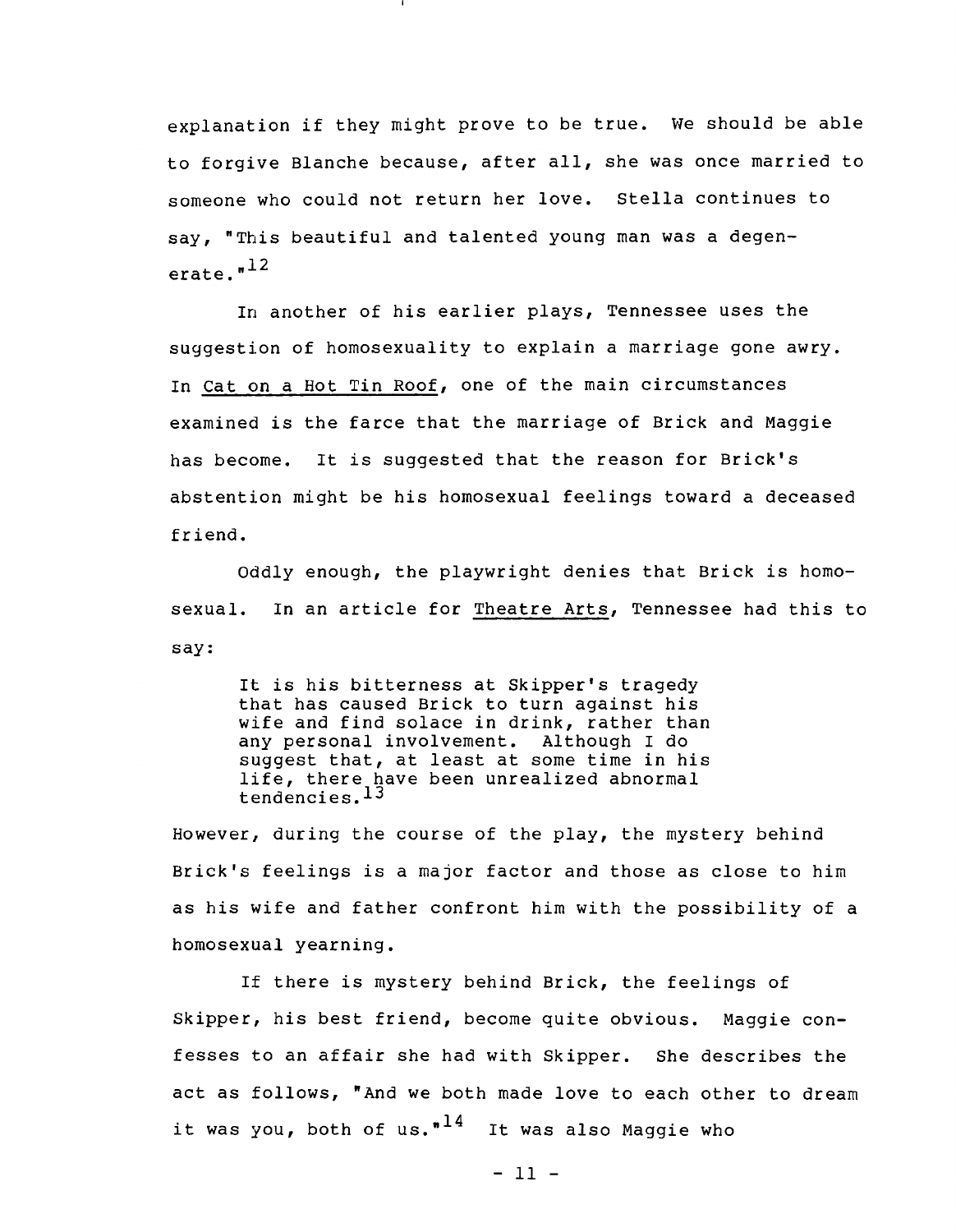explanation if they might prove to be true. We should be able to forgive Blanche because, after all, she was once married to someone who could not return her love. Stella continues to say, "This beautiful and talented young man was a degenerate."[12]

In another of his earlier plays, Tennessee uses the suggestion of homosexuality to explain a marriage gone awry. In Cat on a Hot Tin Roof, one of the main circumstances examined is the farce that the marriage of Brick and Maggie has become. It is suggested that the reason for Brick's abstention might be his homosexual feelings toward a deceased friend.

Oddly enough, the playwright denies that Brick is homosexual. In an article for Theatre Arts, Tennessee had this to say:

> It is his bitterness at Skipper's tragedy that has caused Brick to turn against his wife and find solace in drink, rather than any personal involvement. Although I do suggest that, at least at some time in his life, there have been unrealized abnormal tendencies.[13]

However, during the course of the play, the mystery behind Brick's feelings is a major factor and those as close to him as his wife and father confront him with the possibility of a homosexual yearning.

If there is mystery behind Brick, the feelings of Skipper, his best friend, become quite obvious. Maggie confesses to an affair she had with Skipper. She describes the act as follows, "And we both made love to each other to dream it was you, both of us."[14] It was also Maggie who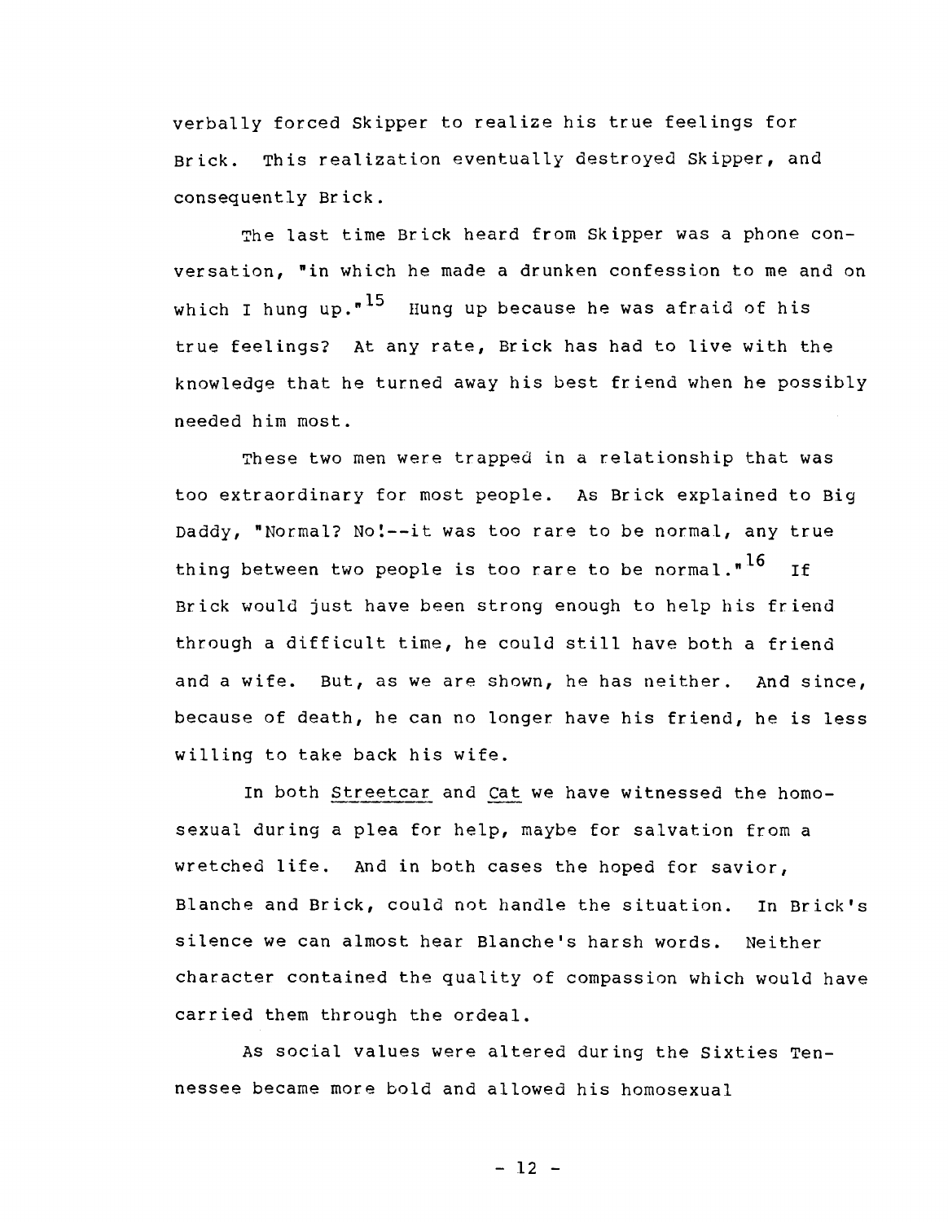verbally forced Skipper to realize his true feelings for Brick. This realization eventually destroyed Skipper, and consequently Brick.

The last time Brick heard from Skipper was a phone conversation, "in which he made a drunken confession to me and on which I hung up."[15] Hung up because he was afraid of his true feelings? At any rate, Brick has had to live with the knowledge that he turned away his best friend when he possibly needed him most.

These two men were trapped in a relationship that was too extraordinary for most people. As Brick explained to Big Daddy, "Normal? No!--it was too rare to be normal, any true thing between two people is too rare to be normal."[16] If Brick would just have been strong enough to help his friend through a difficult time, he could still have both a friend and a wife. But, as we are shown, he has neither. And since, because of death, he can no longer have his friend, he is less willing to take back his wife.

In both Streetcar and Cat we have witnessed the homosexual during a plea for help, maybe for salvation from a wretched life. And in both cases the hoped for savior, Blanche and Brick, could not handle the situation. In Brick's silence we can almost hear Blanche's harsh words. Neither character contained the quality of compassion which would have carried them through the ordeal.

As social values were altered during the Sixties Tennessee became more bold and allowed his homosexual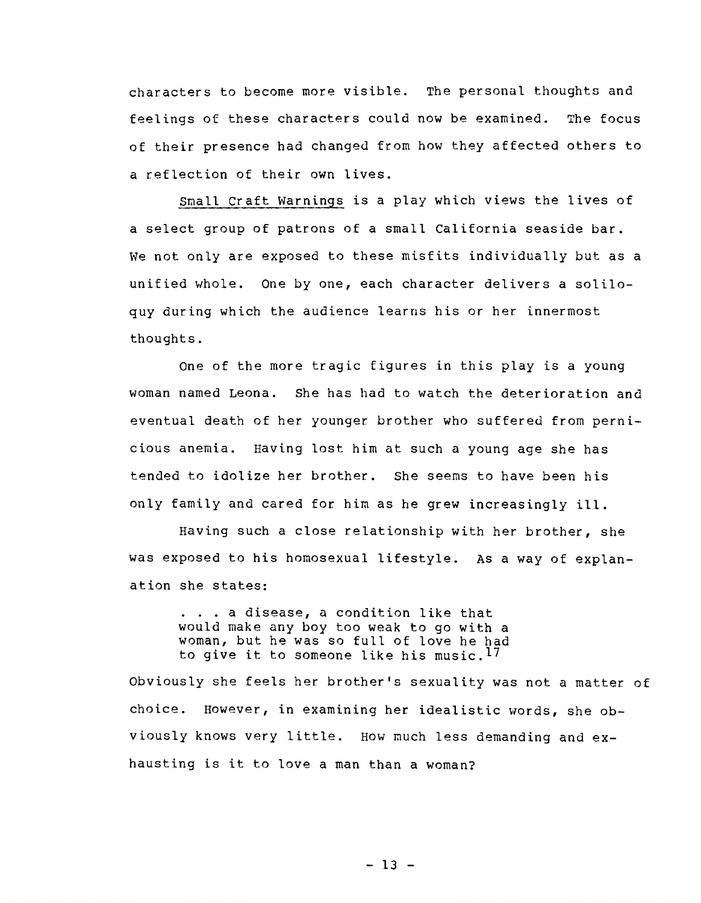characters to become more visible. The personal thoughts and feelings of these characters could now be examined. The focus of their presence had changed from how they affected others to a reflection of their own lives.

Small Craft Warnings is a play which views the lives of a select group of patrons of a small California seaside bar. We not only are exposed to these misfits individually but as a unified whole. One by one, each character delivers a soliloquy during which the audience learns his or her innermost thoughts.

One of the more tragic figures in this play is a young woman named Leona. She has had to watch the deterioration and eventual death of her younger brother who suffered from pernicious anemia. Having lost him at such a young age she has tended to idolize her brother. She seems to have been his only family and cared for him as he grew increasingly ill.

Having such a close relationship with her brother, she was exposed to his homosexual lifestyle. As a way of explanation she states:

> . . . a disease, a condition like that would make any boy too weak to go with a woman, but he was so full of love he had to give it to someone like his music.[17]

Obviously she feels her brother's sexuality was not a matter of choice. However, in examining her idealistic words, she obviously knows very little. How much less demanding and exhausting is it to love a man than a woman?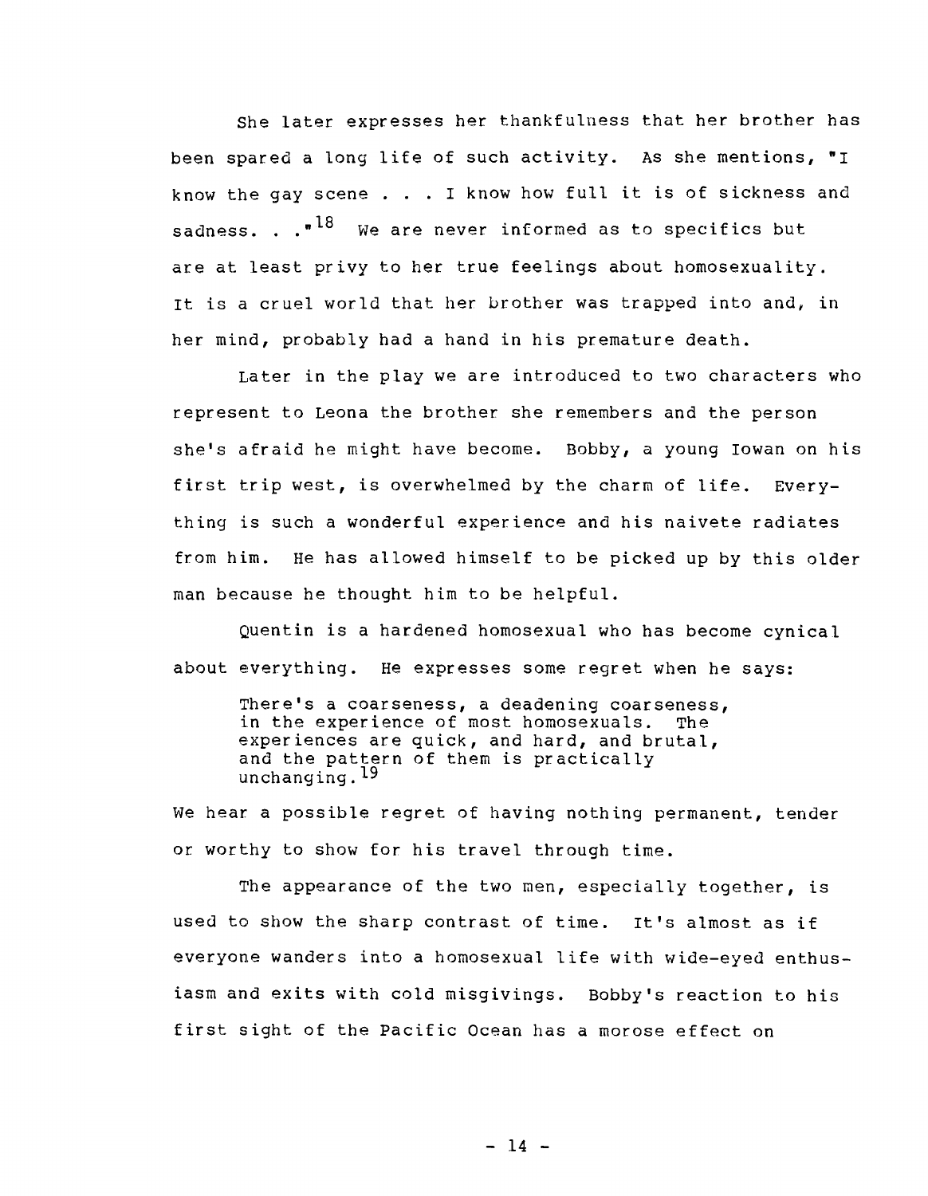She later expresses her thankfulness that her brother has been spared a long life of such activity. As she mentions, "I know the gay scene . . . I know how full it is of sickness and sadness. . ."[18] We are never informed as to specifics but are at least privy to her true feelings about homosexuality. It is a cruel world that her brother was trapped into and, in her mind, probably had a hand in his premature death.

Later in the play we are introduced to two characters who represent to Leona the brother she remembers and the person she's afraid he might have become. Bobby, a young Iowan on his first trip west, is overwhelmed by the charm of life. Everything is such a wonderful experience and his naivete radiates from him. He has allowed himself to be picked up by this older man because he thought him to be helpful.

Quentin is a hardened homosexual who has become cynical about everything. He expresses some regret when he says:

> There's a coarseness, a deadening coarseness, in the experience of most homosexuals. The experiences are quick, and hard, and brutal, and the pattern of them is practically unchanging.[19]

We hear a possible regret of having nothing permanent, tender or worthy to show for his travel through time.

The appearance of the two men, especially together, is used to show the sharp contrast of time. It's almost as if everyone wanders into a homosexual life with wide-eyed enthusiasm and exits with cold misgivings. Bobby's reaction to his first sight of the Pacific Ocean has a morose effect on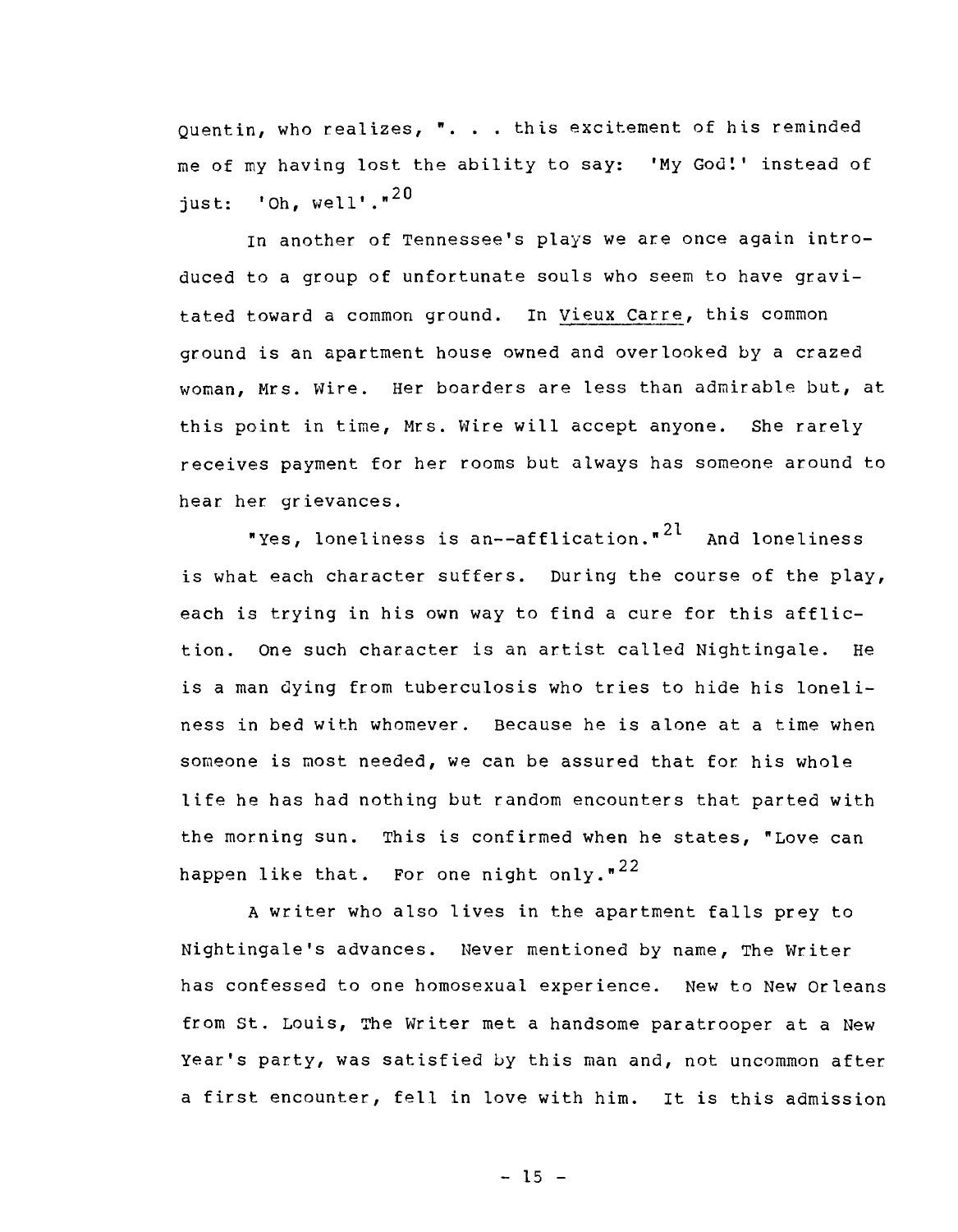Quentin, who realizes, ". . . this excitement of his reminded me of my having lost the ability to say: 'My God!' instead of just: 'Oh, well'."[20]

In another of Tennessee's plays we are once again introduced to a group of unfortunate souls who seem to have gravitated toward a common ground. In Vieux Carre, this common ground is an apartment house owned and overlooked by a crazed woman, Mrs. Wire. Her boarders are less than admirable but, at this point in time, Mrs. Wire will accept anyone. She rarely receives payment for her rooms but always has someone around to hear her grievances.

"Yes, loneliness is an--afflication."[21] And loneliness is what each character suffers. During the course of the play, each is trying in his own way to find a cure for this affliction. One such character is an artist called Nightingale. He is a man dying from tuberculosis who tries to hide his loneliness in bed with whomever. Because he is alone at a time when someone is most needed, we can be assured that for his whole life he has had nothing but random encounters that parted with the morning sun. This is confirmed when he states, "Love can happen like that. For one night only."[22]

A writer who also lives in the apartment falls prey to Nightingale's advances. Never mentioned by name, The Writer has confessed to one homosexual experience. New to New Orleans from St. Louis, The Writer met a handsome paratrooper at a New Year's party, was satisfied by this man and, not uncommon after a first encounter, fell in love with him. It is this admission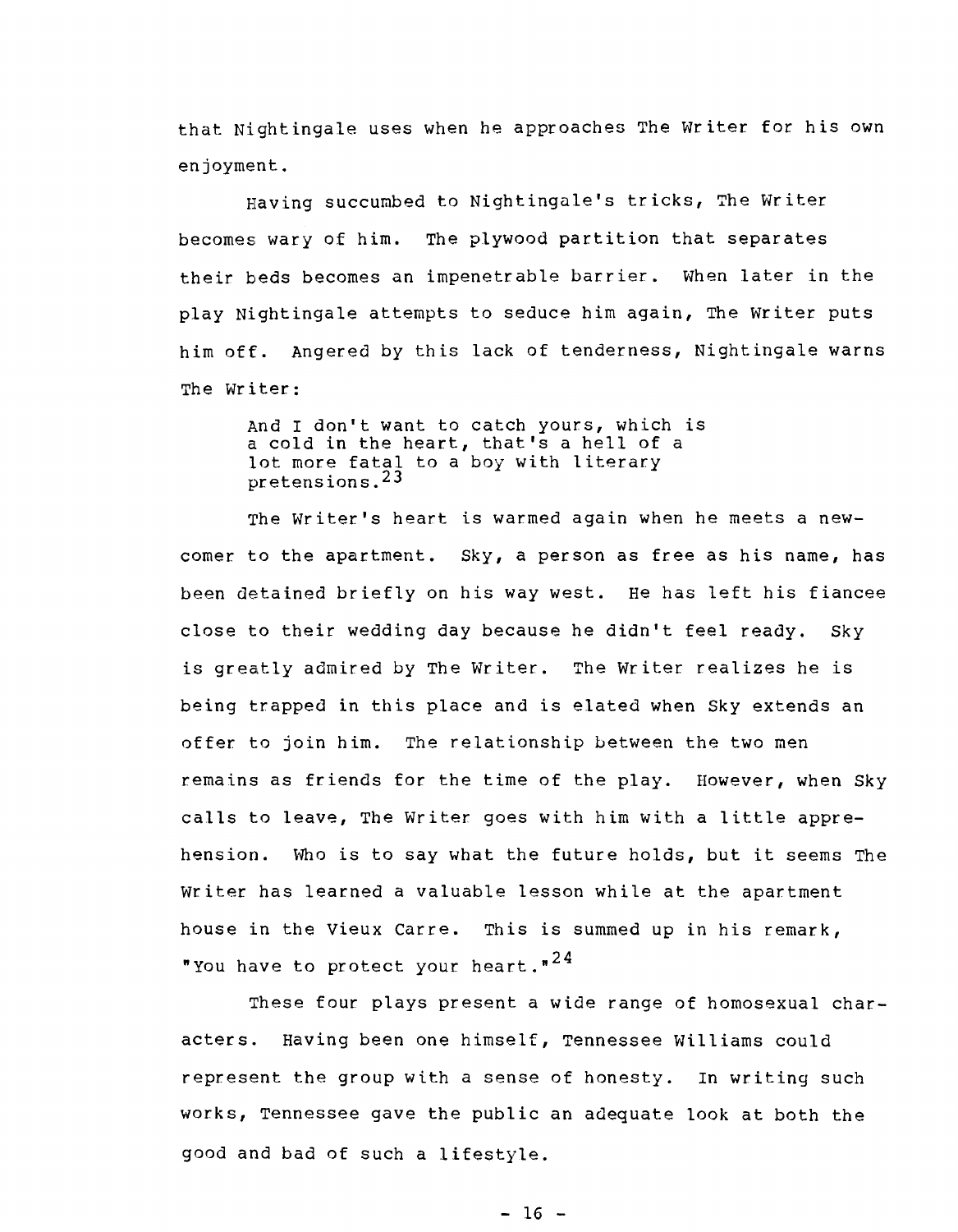that Nightingale uses when he approaches The Writer for his own enjoyment.

Having succumbed to Nightingale's tricks, The Writer becomes wary of him. The plywood partition that separates their beds becomes an impenetrable barrier. When later in the play Nightingale attempts to seduce him again, The Writer puts him off. Angered by this lack of tenderness, Nightingale warns The Writer:

> And I don't want to catch yours, which is a cold in the heart, that's a hell of a lot more fatal to a boy with literary pretensions.[23]

The Writer's heart is warmed again when he meets a newcomer to the apartment. Sky, a person as free as his name, has been detained briefly on his way west. He has left his fiancee close to their wedding day because he didn't feel ready. Sky is greatly admired by The Writer. The Writer realizes he is being trapped in this place and is elated when Sky extends an offer to join him. The relationship between the two men remains as friends for the time of the play. However, when Sky calls to leave, The Writer goes with him with a little apprehension. Who is to say what the future holds, but it seems The Writer has learned a valuable lesson while at the apartment house in the Vieux Carre. This is summed up in his remark, "You have to protect your heart."[24]

These four plays present a wide range of homosexual characters. Having been one himself, Tennessee Williams could represent the group with a sense of honesty. In writing such works, Tennessee gave the public an adequate look at both the good and bad of such a lifestyle.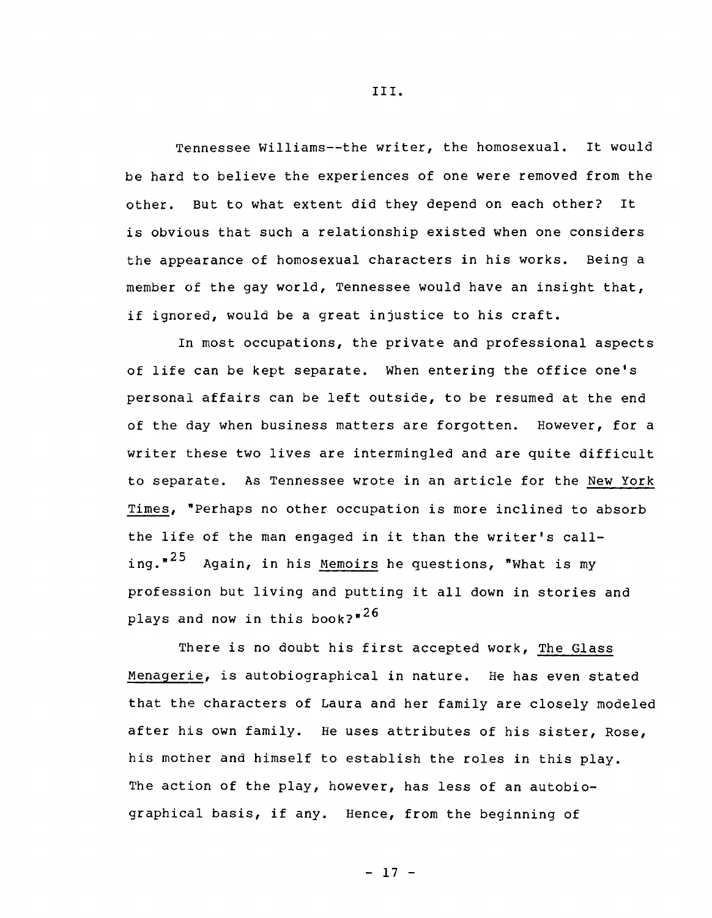## III.

Tennessee Williams--the writer, the homosexual. It would be hard to believe the experiences of one were removed from the other. But to what extent did they depend on each other? It is obvious that such a relationship existed when one considers the appearance of homosexual characters in his works. Being a member of the gay world, Tennessee would have an insight that, if ignored, would be a great injustice to his craft.

In most occupations, the private and professional aspects of life can be kept separate. When entering the office one's personal affairs can be left outside, to be resumed at the end of the day when business matters are forgotten. However, for a writer these two lives are intermingled and are quite difficult to separate. As Tennessee wrote in an article for the New York Times, "Perhaps no other occupation is more inclined to absorb the life of the man engaged in it than the writer's calling."[25] Again, in his Memoirs he questions, "What is my profession but living and putting it all down in stories and plays and now in this book?"[26]

There is no doubt his first accepted work, The Glass Menagerie, is autobiographical in nature. He has even stated that the characters of Laura and her family are closely modeled after his own family. He uses attributes of his sister, Rose, his mother and himself to establish the roles in this play. The action of the play, however, has less of an autobiographical basis, if any. Hence, from the beginning of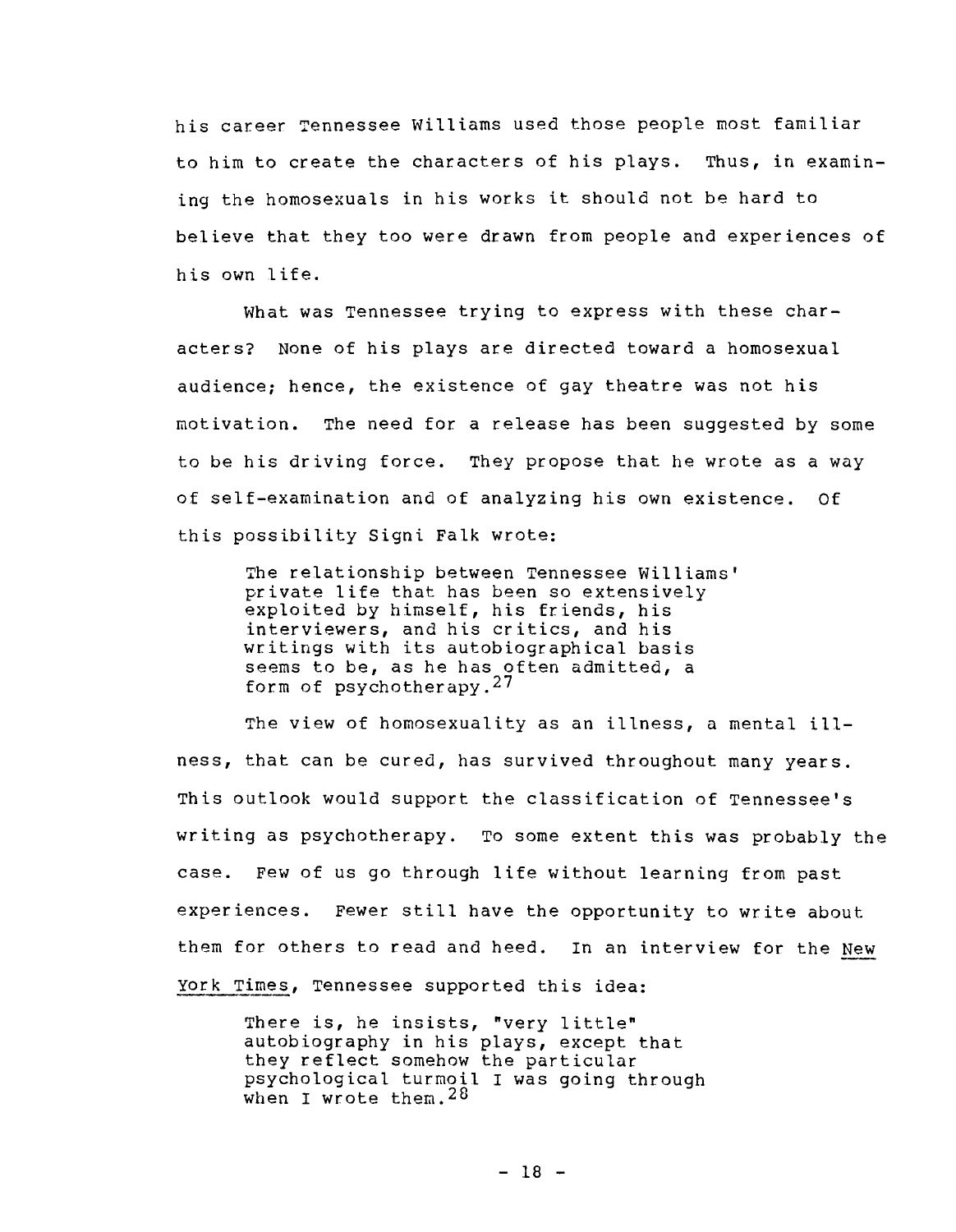his career Tennessee Williams used those people most familiar to him to create the characters of his plays. Thus, in examining the homosexuals in his works it should not be hard to believe that they too were drawn from people and experiences of his own life.

What was Tennessee trying to express with these characters? None of his plays are directed toward a homosexual audience; hence, the existence of gay theatre was not his motivation. The need for a release has been suggested by some to be his driving force. They propose that he wrote as a way of self-examination and of analyzing his own existence. Of this possibility Signi Falk wrote:

> The relationship between Tennessee Williams' private life that has been so extensively exploited by himself, his friends, his interviewers, and his critics, and his writings with its autobiographical basis seems to be, as he has often admitted, a form of psychotherapy.[27]

The view of homosexuality as an illness, a mental illness, that can be cured, has survived throughout many years. This outlook would support the classification of Tennessee's writing as psychotherapy. To some extent this was probably the case. Few of us go through life without learning from past experiences. Fewer still have the opportunity to write about them for others to read and heed. In an interview for the New York Times, Tennessee supported this idea:

> There is, he insists, "very little" autobiography in his plays, except that they reflect somehow the particular psychological turmoil I was going through when I wrote them.[28]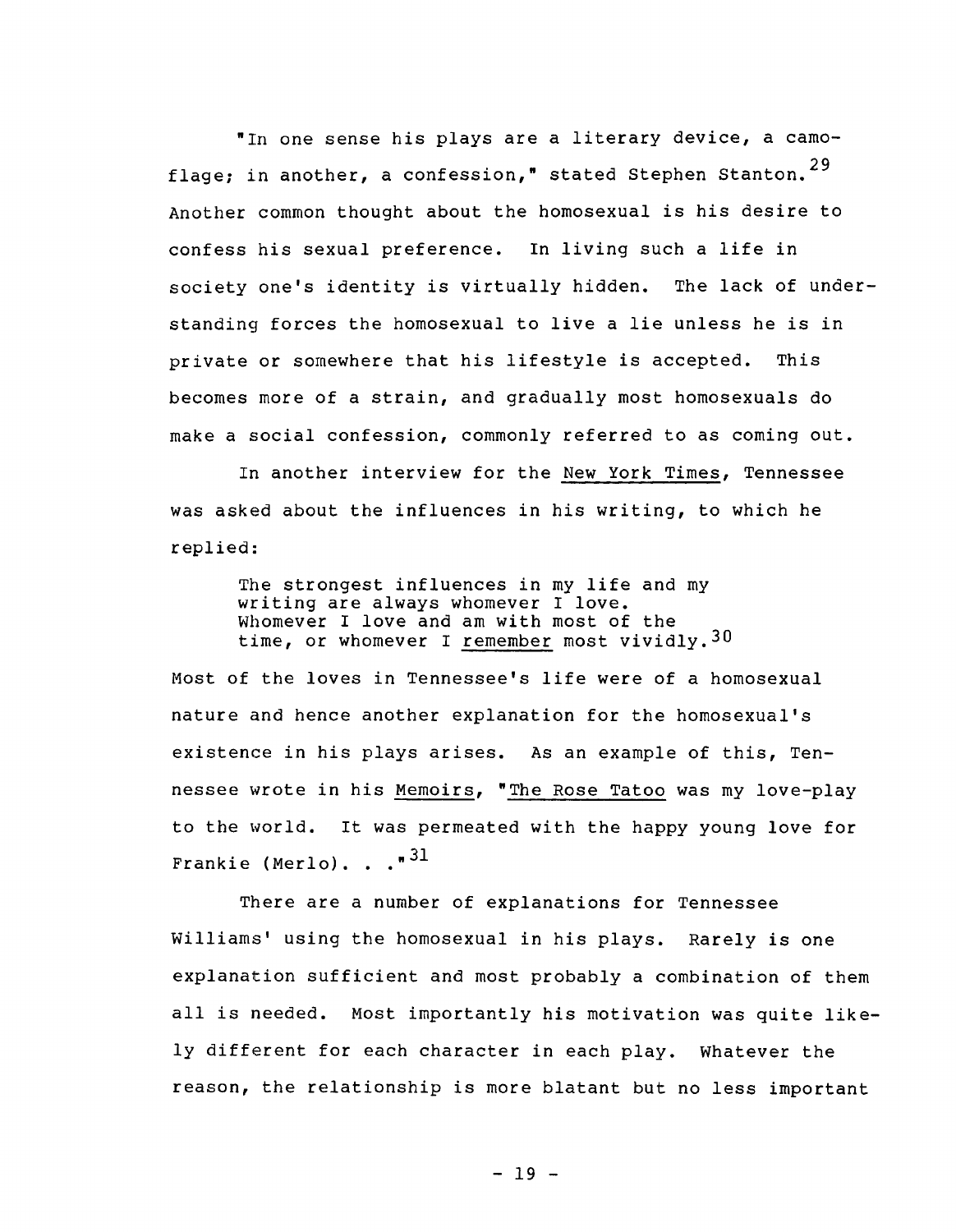"In one sense his plays are a literary device, a camoflage; in another, a confession," stated Stephen Stanton.[29] Another common thought about the homosexual is his desire to confess his sexual preference. In living such a life in society one's identity is virtually hidden. The lack of understanding forces the homosexual to live a lie unless he is in private or somewhere that his lifestyle is accepted. This becomes more of a strain, and gradually most homosexuals do make a social confession, commonly referred to as coming out.

In another interview for the New York Times, Tennessee was asked about the influences in his writing, to which he replied:

> The strongest influences in my life and my writing are always whomever I love. Whomever I love and am with most of the time, or whomever I remember most vividly.[30]

Most of the loves in Tennessee's life were of a homosexual nature and hence another explanation for the homosexual's existence in his plays arises. As an example of this, Tennessee wrote in his Memoirs, "The Rose Tatoo was my love-play to the world. It was permeated with the happy young love for Frankie (Merlo). . ."[31]

There are a number of explanations for Tennessee Williams' using the homosexual in his plays. Rarely is one explanation sufficient and most probably a combination of them all is needed. Most importantly his motivation was quite likely different for each character in each play. Whatever the reason, the relationship is more blatant but no less important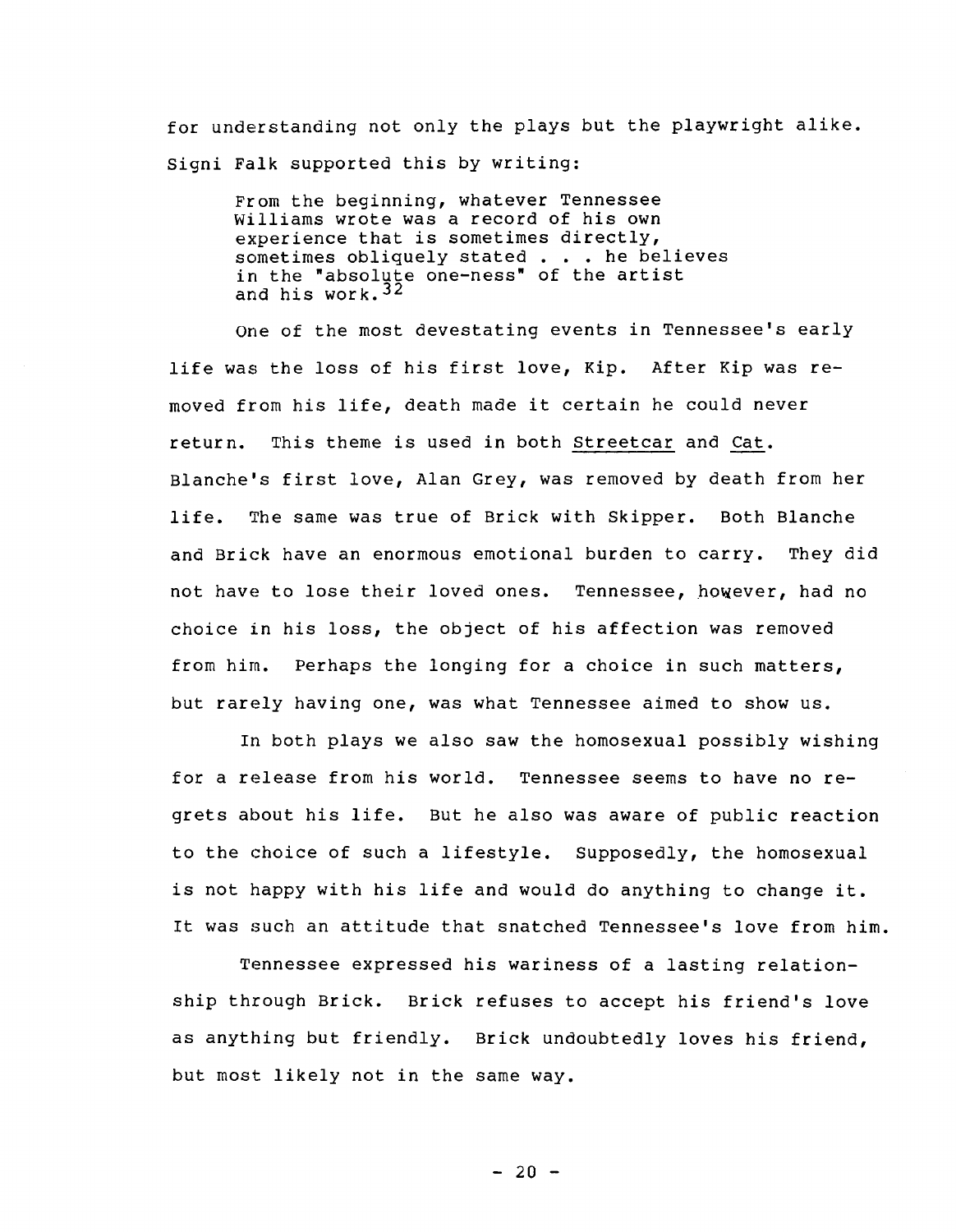for understanding not only the plays but the playwright alike. Signi Falk supported this by writing:

> From the beginning, whatever Tennessee Williams wrote was a record of his own experience that is sometimes directly, sometimes obliquely stated . . . he believes in the "absolute one-ness" of the artist and his work.[32]

One of the most devestating events in Tennessee's early life was the loss of his first love, Kip. After Kip was removed from his life, death made it certain he could never return. This theme is used in both Streetcar and Cat. Blanche's first love, Alan Grey, was removed by death from her life. The same was true of Brick with Skipper. Both Blanche and Brick have an enormous emotional burden to carry. They did not have to lose their loved ones. Tennessee, however, had no choice in his loss, the object of his affection was removed from him. Perhaps the longing for a choice in such matters, but rarely having one, was what Tennessee aimed to show us.

In both plays we also saw the homosexual possibly wishing for a release from his world. Tennessee seems to have no regrets about his life. But he also was aware of public reaction to the choice of such a lifestyle. Supposedly, the homosexual is not happy with his life and would do anything to change it. It was such an attitude that snatched Tennessee's love from him.

Tennessee expressed his wariness of a lasting relationship through Brick. Brick refuses to accept his friend's love as anything but friendly. Brick undoubtedly loves his friend, but most likely not in the same way.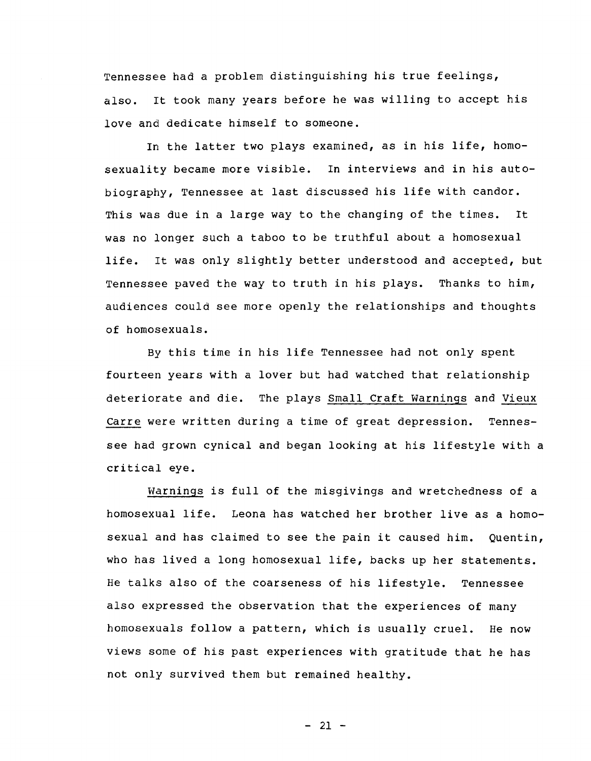Tennessee had a problem distinguishing his true feelings, also. It took many years before he was willing to accept his love and dedicate himself to someone.

In the latter two plays examined, as in his life, homosexuality became more visible. In interviews and in his autobiography, Tennessee at last discussed his life with candor. This was due in a large way to the changing of the times. It was no longer such a taboo to be truthful about a homosexual life. It was only slightly better understood and accepted, but Tennessee paved the way to truth in his plays. Thanks to him, audiences could see more openly the relationships and thoughts of homosexuals.

By this time in his life Tennessee had not only spent fourteen years with a lover but had watched that relationship deteriorate and die. The plays Small Craft Warnings and Vieux Carre were written during a time of great depression. Tennessee had grown cynical and began looking at his lifestyle with a critical eye.

Warnings is full of the misgivings and wretchedness of a homosexual life. Leona has watched her brother live as a homosexual and has claimed to see the pain it caused him. Quentin, who has lived a long homosexual life, backs up her statements. He talks also of the coarseness of his lifestyle. Tennessee also expressed the observation that the experiences of many homosexuals follow a pattern, which is usually cruel. He now views some of his past experiences with gratitude that he has not only survived them but remained healthy.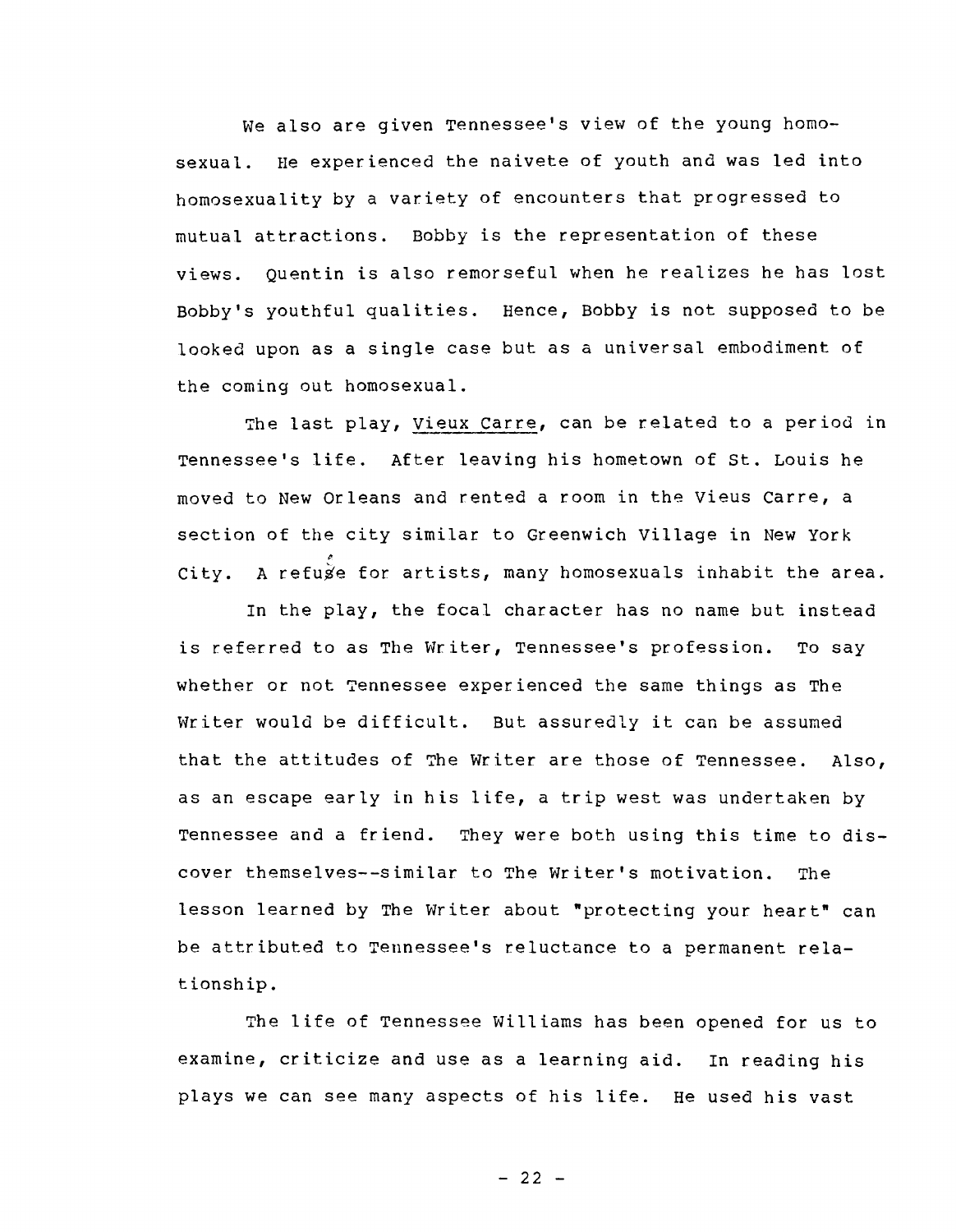We also are given Tennessee's view of the young homosexual. He experienced the naivete of youth and was led into homosexuality by a variety of encounters that progressed to mutual attractions. Bobby is the representation of these views. Quentin is also remorseful when he realizes he has lost Bobby's youthful qualities. Hence, Bobby is not supposed to be looked upon as a single case but as a universal embodiment of the coming out homosexual.

The last play, Vieux Carre, can be related to a period in Tennessee's life. After leaving his hometown of St. Louis he moved to New Orleans and rented a room in the Vieus Carre, a section of the city similar to Greenwich Village in New York City. A refuge for artists, many homosexuals inhabit the area.

In the play, the focal character has no name but instead is referred to as The Writer, Tennessee's profession. To say whether or not Tennessee experienced the same things as The Writer would be difficult. But assuredly it can be assumed that the attitudes of The Writer are those of Tennessee. Also, as an escape early in his life, a trip west was undertaken by Tennessee and a friend. They were both using this time to discover themselves--similar to The Writer's motivation. The lesson learned by The Writer about "protecting your heart" can be attributed to Tennessee's reluctance to a permanent relationship.

The life of Tennessee Williams has been opened for us to examine, criticize and use as a learning aid. In reading his plays we can see many aspects of his life. He used his vast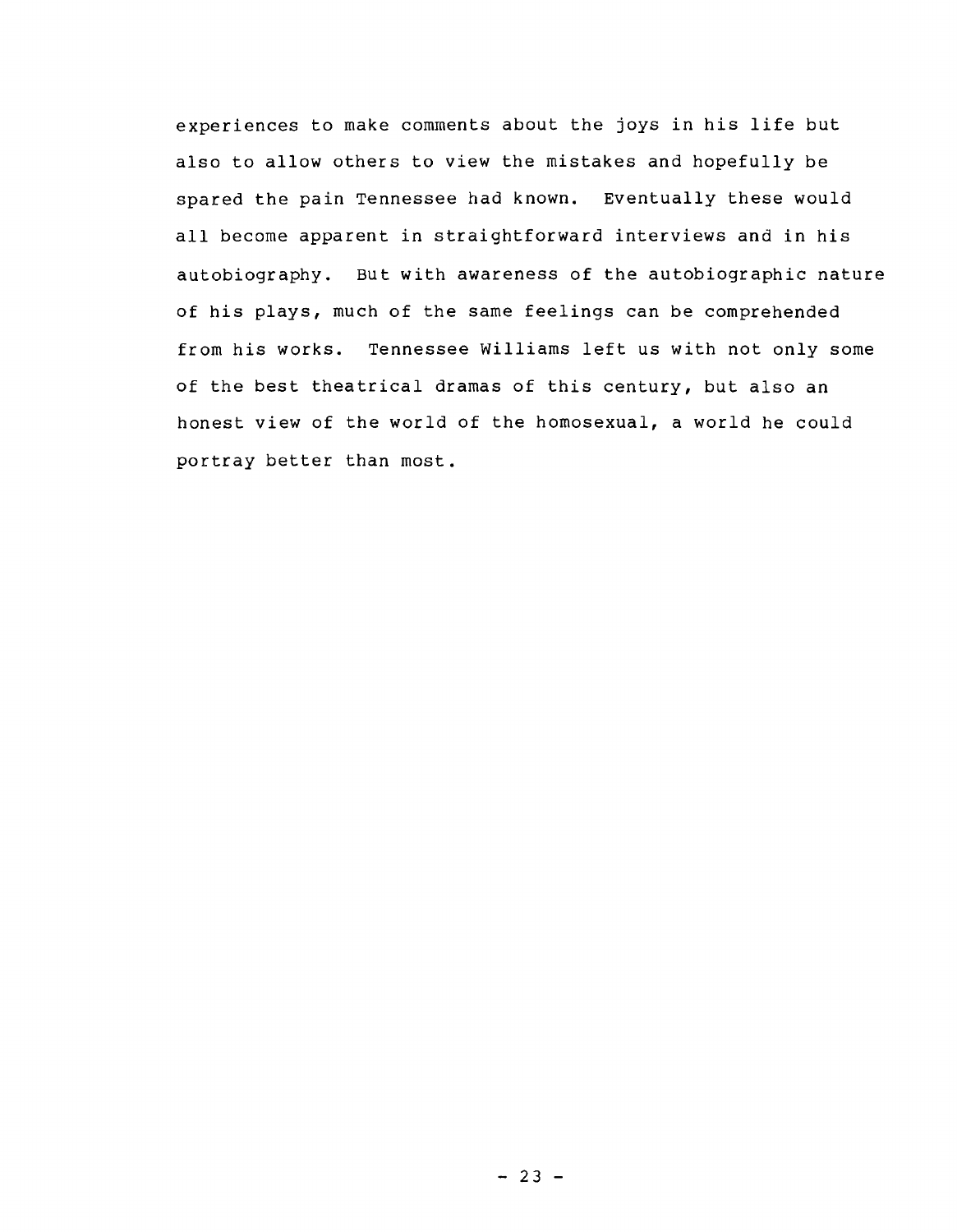experiences to make comments about the joys in his life but also to allow others to view the mistakes and hopefully be spared the pain Tennessee had known. Eventually these would all become apparent in straightforward interviews and in his autobiography. But with awareness of the autobiographic nature of his plays, much of the same feelings can be comprehended from his works. Tennessee Williams left us with not only some of the best theatrical dramas of this century, but also an honest view of the world of the homosexual, a world he could portray better than most.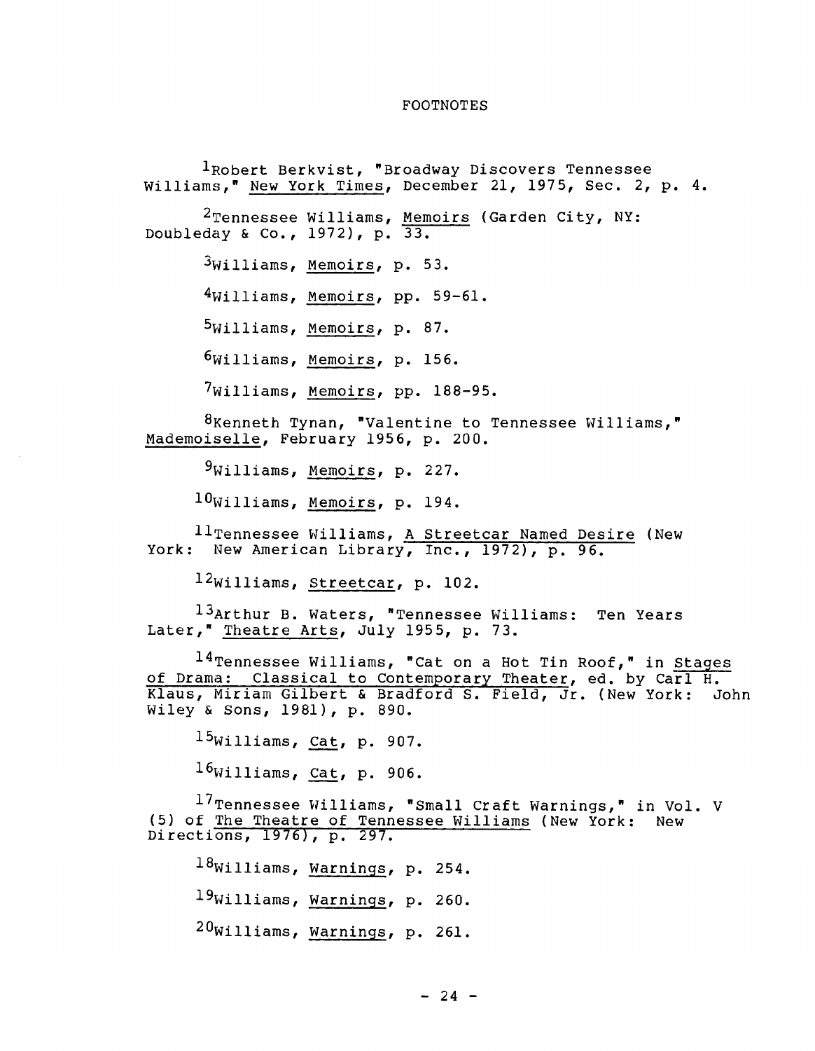# FOOTNOTES

[1]Robert Berkvist, "Broadway Discovers Tennessee Williams," <u>New York Times</u>, December 21, 1975, Sec. 2, p. 4.

[2]Tennessee Williams, <u>Memoirs</u> (Garden City, NY: Doubleday & Co., 1972), p. 33.

[3]Williams, <u>Memoirs</u>, p. 53.

[4]Williams, <u>Memoirs</u>, pp. 59-61.

[5]Williams, <u>Memoirs</u>, p. 87.

[6]Williams, <u>Memoirs</u>, p. 156.

[7]Williams, <u>Memoirs</u>, pp. 188-95.

[8]Kenneth Tynan, "Valentine to Tennessee Williams," <u>Mademoiselle</u>, February 1956, p. 200.

[9]Williams, <u>Memoirs</u>, p. 227.

[10]Williams, <u>Memoirs</u>, p. 194.

[11]Tennessee Williams, <u>A Streetcar Named Desire</u> (New York: New American Library, Inc., 1972), p. 96.

[12]Williams, <u>Streetcar</u>, p. 102.

[13]Arthur B. Waters, "Tennessee Williams: Ten Years Later," <u>Theatre Arts</u>, July 1955, p. 73.

[14]Tennessee Williams, "Cat on a Hot Tin Roof," in <u>Stages of Drama: Classical to Contemporary Theater</u>, ed. by Carl H. Klaus, Miriam Gilbert & Bradford S. Field, Jr. (New York: John Wiley & Sons, 1981), p. 890.

[15]Williams, <u>Cat</u>, p. 907.

[16]Williams, <u>Cat</u>, p. 906.

[17]Tennessee Williams, "Small Craft Warnings," in Vol. V (5) of <u>The Theatre of Tennessee Williams</u> (New York: New Directions, 1976), p. 297.

[18]Williams, <u>Warnings</u>, p. 254.

[19]Williams, <u>Warnings</u>, p. 260.

[20]Williams, <u>Warnings</u>, p. 261.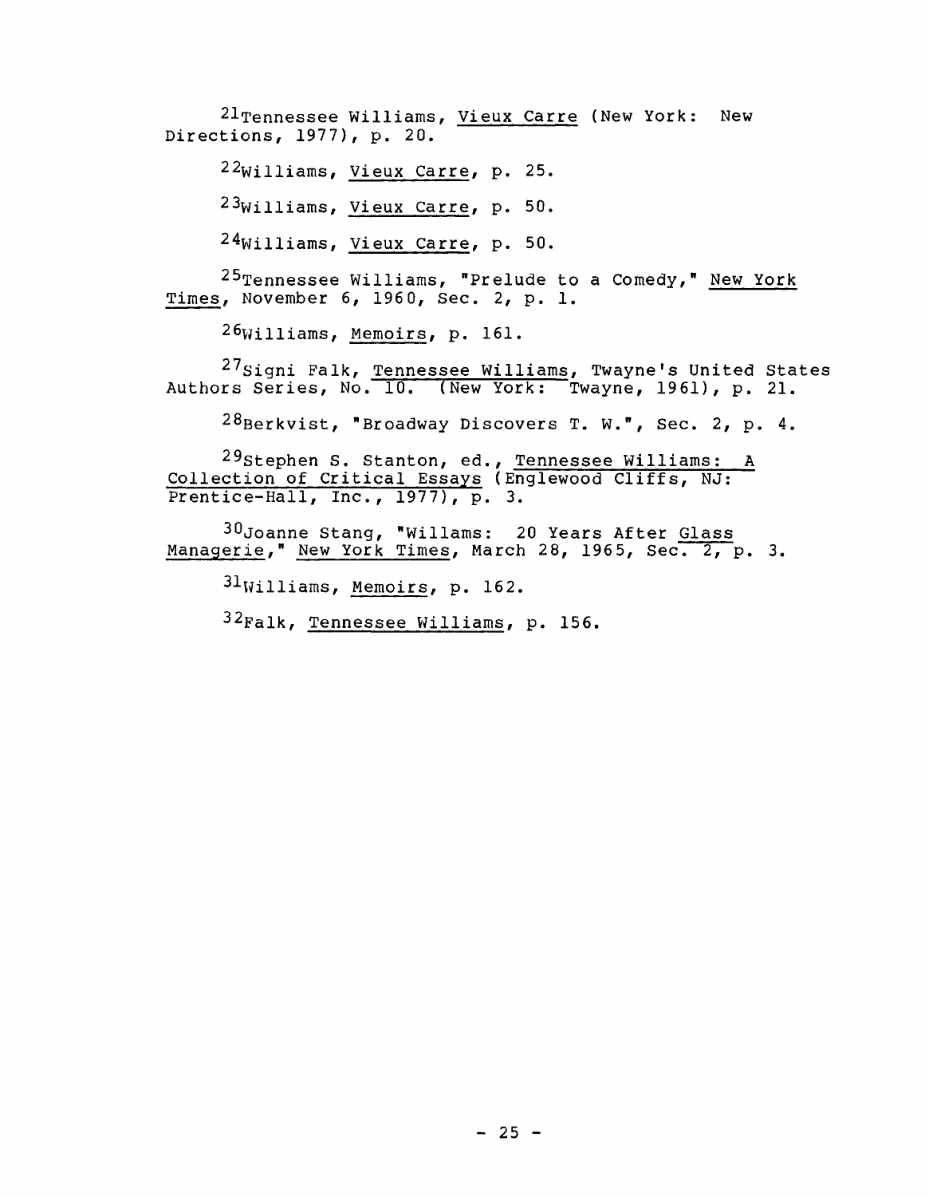[21]Tennessee Williams, Vieux Carre (New York: New Directions, 1977), p. 20.

[22]Williams, Vieux Carre, p. 25.

[23]Williams, Vieux Carre, p. 50.

[24]Williams, Vieux Carre, p. 50.

[25]Tennessee Williams, "Prelude to a Comedy," New York Times, November 6, 1960, Sec. 2, p. 1.

[26]Williams, Memoirs, p. 161.

[27]Signi Falk, Tennessee Williams, Twayne's United States Authors Series, No. 10. (New York: Twayne, 1961), p. 21.

[28]Berkvist, "Broadway Discovers T. W.", Sec. 2, p. 4.

[29]Stephen S. Stanton, ed., Tennessee Williams: A Collection of Critical Essays (Englewood Cliffs, NJ: Prentice-Hall, Inc., 1977), p. 3.

[30]Joanne Stang, "Willams: 20 Years After Glass Managerie," New York Times, March 28, 1965, Sec. 2, p. 3.

[31]Williams, Memoirs, p. 162.

[32]Falk, Tennessee Williams, p. 156.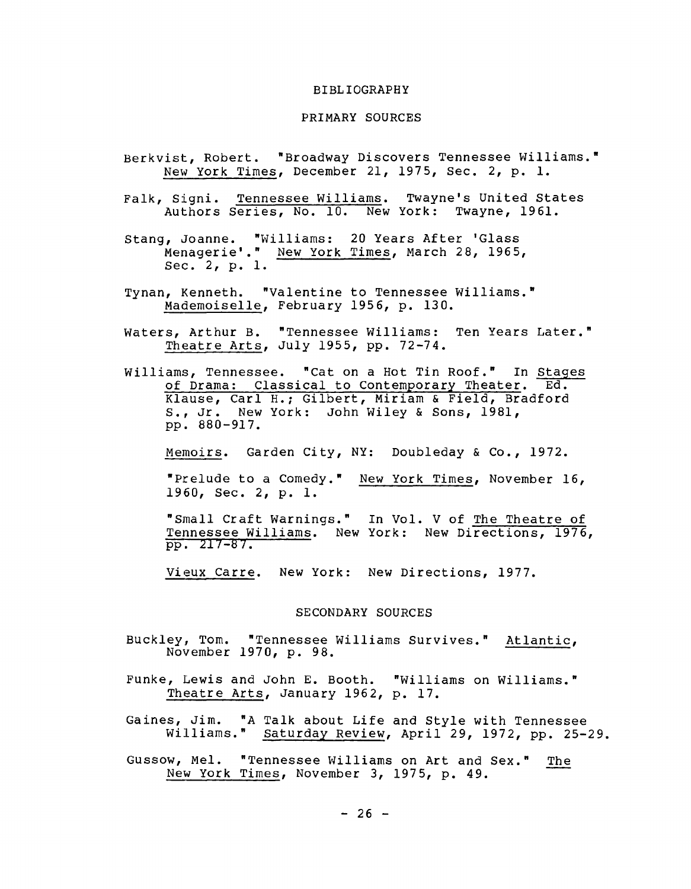# BIBLIOGRAPHY

## PRIMARY SOURCES

Berkvist, Robert. "Broadway Discovers Tennessee Williams." New York Times, December 21, 1975, Sec. 2, p. 1.

Falk, Signi. Tennessee Williams. Twayne's United States Authors Series, No. 10. New York: Twayne, 1961.

Stang, Joanne. "Williams: 20 Years After 'Glass Menagerie'." New York Times, March 28, 1965, Sec. 2, p. 1.

Tynan, Kenneth. "Valentine to Tennessee Williams." Mademoiselle, February 1956, p. 130.

Waters, Arthur B. "Tennessee Williams: Ten Years Later." Theatre Arts, July 1955, pp. 72-74.

Williams, Tennessee. "Cat on a Hot Tin Roof." In Stages of Drama: Classical to Contemporary Theater. Ed. Klause, Carl H.; Gilbert, Miriam & Field, Bradford S., Jr. New York: John Wiley & Sons, 1981, pp. 880-917.

Memoirs. Garden City, NY: Doubleday & Co., 1972.

"Prelude to a Comedy." New York Times, November 16, 1960, Sec. 2, p. 1.

"Small Craft Warnings." In Vol. V of The Theatre of Tennessee Williams. New York: New Directions, 1976, pp. 217-87.

Vieux Carre. New York: New Directions, 1977.

## SECONDARY SOURCES

Buckley, Tom. "Tennessee Williams Survives." Atlantic, November 1970, p. 98.

Funke, Lewis and John E. Booth. "Williams on Williams." Theatre Arts, January 1962, p. 17.

Gaines, Jim. "A Talk about Life and Style with Tennessee Williams." Saturday Review, April 29, 1972, pp. 25-29.

Gussow, Mel. "Tennessee Williams on Art and Sex." The New York Times, November 3, 1975, p. 49.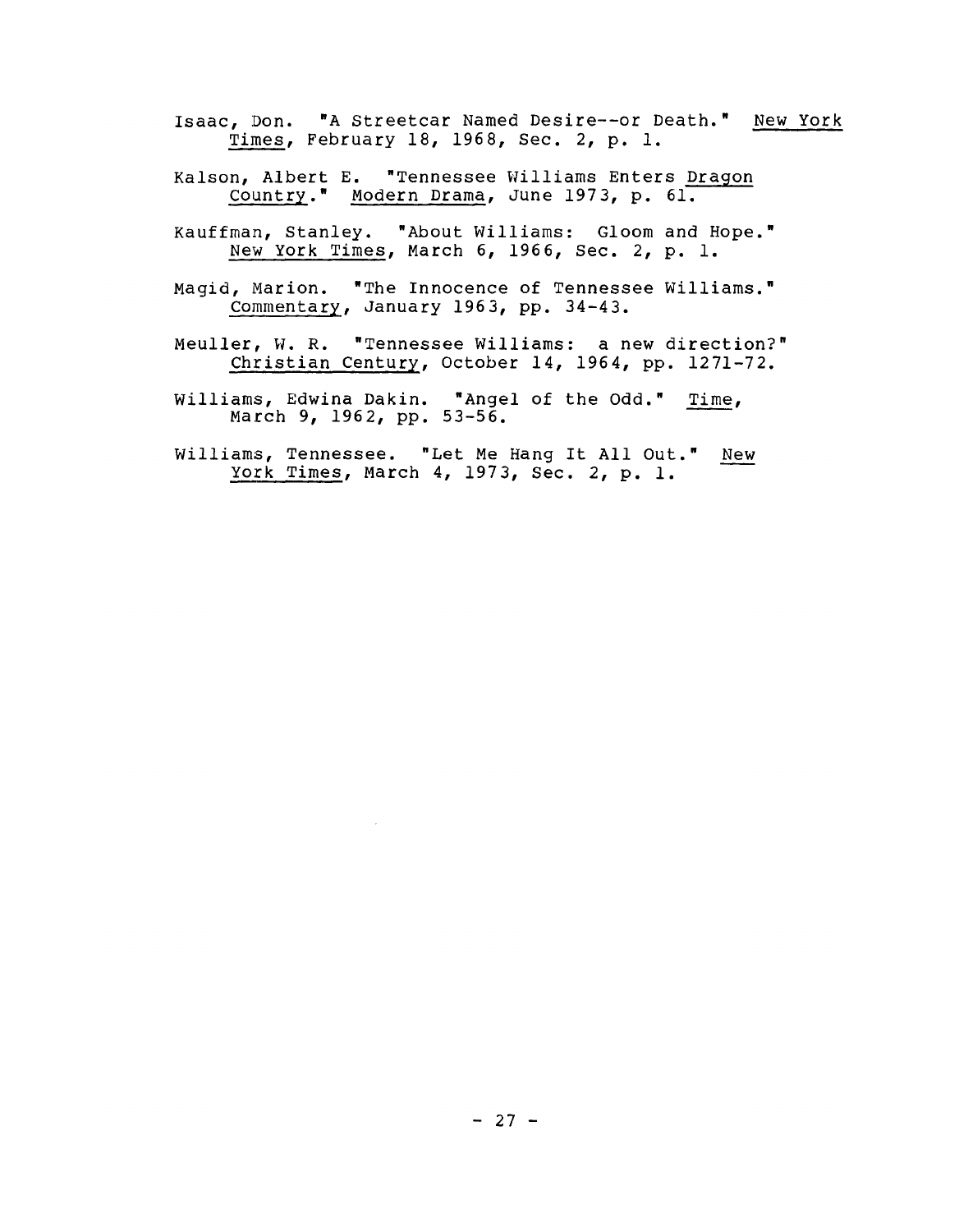Isaac, Don. "A Streetcar Named Desire--or Death." New York Times, February 18, 1968, Sec. 2, p. 1.

Kalson, Albert E. "Tennessee Williams Enters Dragon Country." Modern Drama, June 1973, p. 61.

Kauffman, Stanley. "About Williams: Gloom and Hope." New York Times, March 6, 1966, Sec. 2, p. 1.

Magid, Marion. "The Innocence of Tennessee Williams." Commentary, January 1963, pp. 34-43.

Meuller, W. R. "Tennessee Williams: a new direction?" Christian Century, October 14, 1964, pp. 1271-72.

Williams, Edwina Dakin. "Angel of the Odd." Time, March 9, 1962, pp. 53-56.

Williams, Tennessee. "Let Me Hang It All Out." New York Times, March 4, 1973, Sec. 2, p. 1.